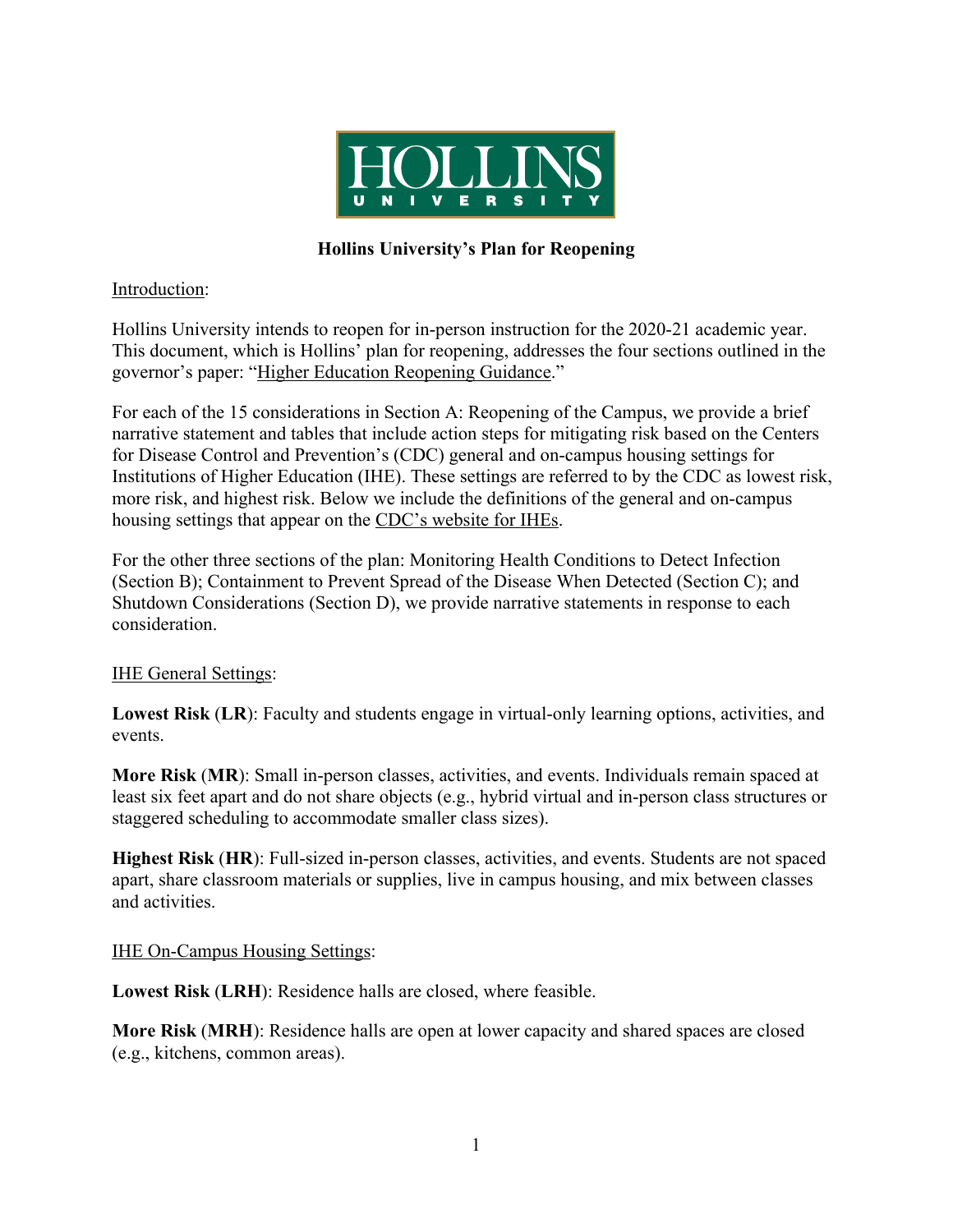HOLLINS UNIVERSITY

# Hollins University's Plan for Reopening

Introduction:

Hollins University intends to reopen for in-person instruction for the 2020-21 academic year. This document, which is Hollins' plan for reopening, addresses the four sections outlined in the governor's paper: "Higher Education Reopening Guidance."

For each of the 15 considerations in Section A: Reopening of the Campus, we provide a brief narrative statement and tables that include action steps for mitigating risk based on the Centers for Disease Control and Prevention's (CDC) general and on-campus housing settings for Institutions of Higher Education (IHE). These settings are referred to by the CDC as lowest risk, more risk, and highest risk. Below we include the definitions of the general and on-campus housing settings that appear on the CDC's website for IHEs.

For the other three sections of the plan: Monitoring Health Conditions to Detect Infection (Section B); Containment to Prevent Spread of the Disease When Detected (Section C); and Shutdown Considerations (Section D), we provide narrative statements in response to each consideration.

IHE General Settings:

**Lowest Risk** (**LR**): Faculty and students engage in virtual-only learning options, activities, and events.

**More Risk** (**MR**): Small in-person classes, activities, and events. Individuals remain spaced at least six feet apart and do not share objects (e.g., hybrid virtual and in-person class structures or staggered scheduling to accommodate smaller class sizes).

**Highest Risk** (**HR**): Full-sized in-person classes, activities, and events. Students are not spaced apart, share classroom materials or supplies, live in campus housing, and mix between classes and activities.

IHE On-Campus Housing Settings:

**Lowest Risk** (**LRH**): Residence halls are closed, where feasible.

**More Risk** (**MRH**): Residence halls are open at lower capacity and shared spaces are closed (e.g., kitchens, common areas).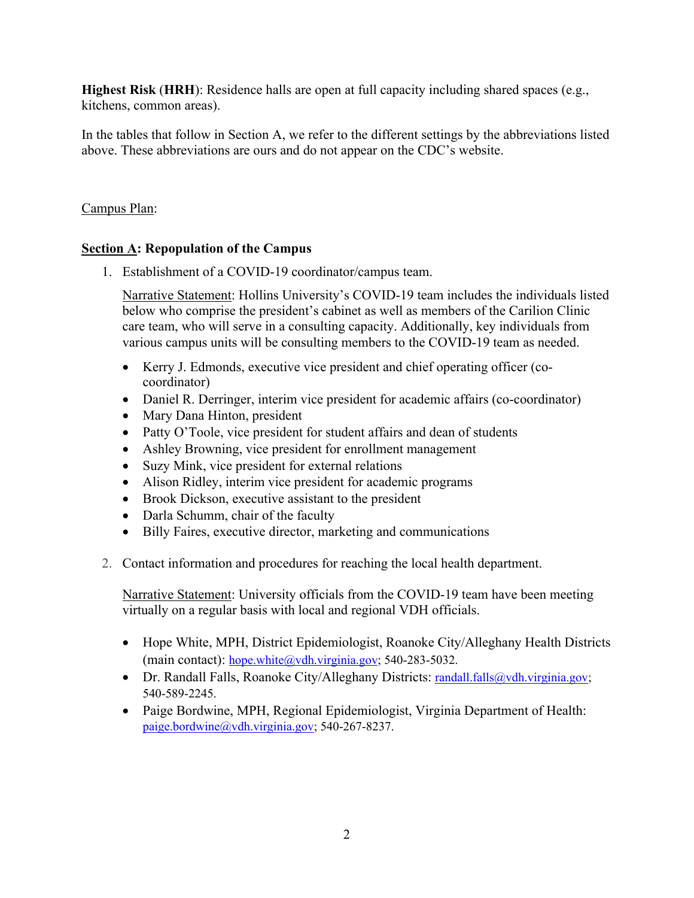**Highest Risk** (**HRH**): Residence halls are open at full capacity including shared spaces (e.g., kitchens, common areas).

In the tables that follow in Section A, we refer to the different settings by the abbreviations listed above. These abbreviations are ours and do not appear on the CDC's website.

Campus Plan:

## Section A: Repopulation of the Campus

1. Establishment of a COVID-19 coordinator/campus team.

   Narrative Statement: Hollins University's COVID-19 team includes the individuals listed below who comprise the president's cabinet as well as members of the Carilion Clinic care team, who will serve in a consulting capacity. Additionally, key individuals from various campus units will be consulting members to the COVID-19 team as needed.

   - Kerry J. Edmonds, executive vice president and chief operating officer (co-coordinator)
   - Daniel R. Derringer, interim vice president for academic affairs (co-coordinator)
   - Mary Dana Hinton, president
   - Patty O'Toole, vice president for student affairs and dean of students
   - Ashley Browning, vice president for enrollment management
   - Suzy Mink, vice president for external relations
   - Alison Ridley, interim vice president for academic programs
   - Brook Dickson, executive assistant to the president
   - Darla Schumm, chair of the faculty
   - Billy Faires, executive director, marketing and communications

2. Contact information and procedures for reaching the local health department.

   Narrative Statement: University officials from the COVID-19 team have been meeting virtually on a regular basis with local and regional VDH officials.

   - Hope White, MPH, District Epidemiologist, Roanoke City/Alleghany Health Districts (main contact): hope.white@vdh.virginia.gov; 540-283-5032.
   - Dr. Randall Falls, Roanoke City/Alleghany Districts: randall.falls@vdh.virginia.gov; 540-589-2245.
   - Paige Bordwine, MPH, Regional Epidemiologist, Virginia Department of Health: paige.bordwine@vdh.virginia.gov; 540-267-8237.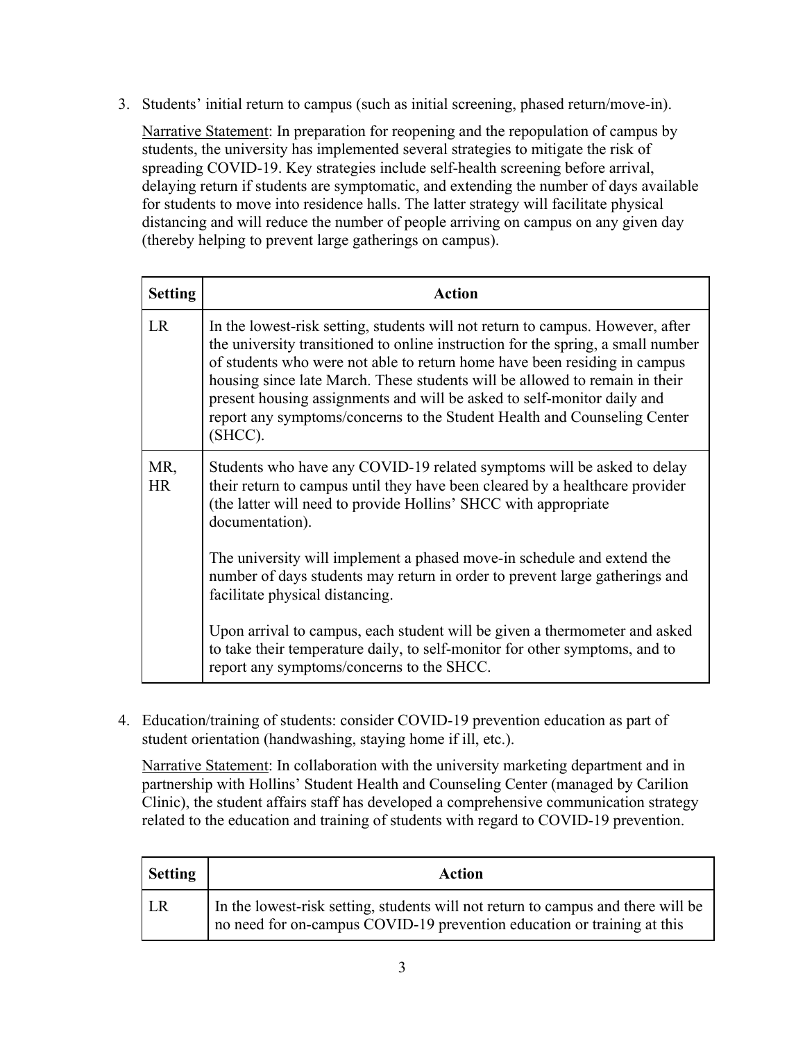3. Students' initial return to campus (such as initial screening, phased return/move-in).

   Narrative Statement: In preparation for reopening and the repopulation of campus by students, the university has implemented several strategies to mitigate the risk of spreading COVID-19. Key strategies include self-health screening before arrival, delaying return if students are symptomatic, and extending the number of days available for students to move into residence halls. The latter strategy will facilitate physical distancing and will reduce the number of people arriving on campus on any given day (thereby helping to prevent large gatherings on campus).

| Setting | Action |
|---|---|
| LR | In the lowest-risk setting, students will not return to campus. However, after the university transitioned to online instruction for the spring, a small number of students who were not able to return home have been residing in campus housing since late March. These students will be allowed to remain in their present housing assignments and will be asked to self-monitor daily and report any symptoms/concerns to the Student Health and Counseling Center (SHCC). |
| MR, HR | Students who have any COVID-19 related symptoms will be asked to delay their return to campus until they have been cleared by a healthcare provider (the latter will need to provide Hollins' SHCC with appropriate documentation).<br><br>The university will implement a phased move-in schedule and extend the number of days students may return in order to prevent large gatherings and facilitate physical distancing.<br><br>Upon arrival to campus, each student will be given a thermometer and asked to take their temperature daily, to self-monitor for other symptoms, and to report any symptoms/concerns to the SHCC. |

4. Education/training of students: consider COVID-19 prevention education as part of student orientation (handwashing, staying home if ill, etc.).

   Narrative Statement: In collaboration with the university marketing department and in partnership with Hollins' Student Health and Counseling Center (managed by Carilion Clinic), the student affairs staff has developed a comprehensive communication strategy related to the education and training of students with regard to COVID-19 prevention.

| Setting | Action |
|---|---|
| LR | In the lowest-risk setting, students will not return to campus and there will be no need for on-campus COVID-19 prevention education or training at this |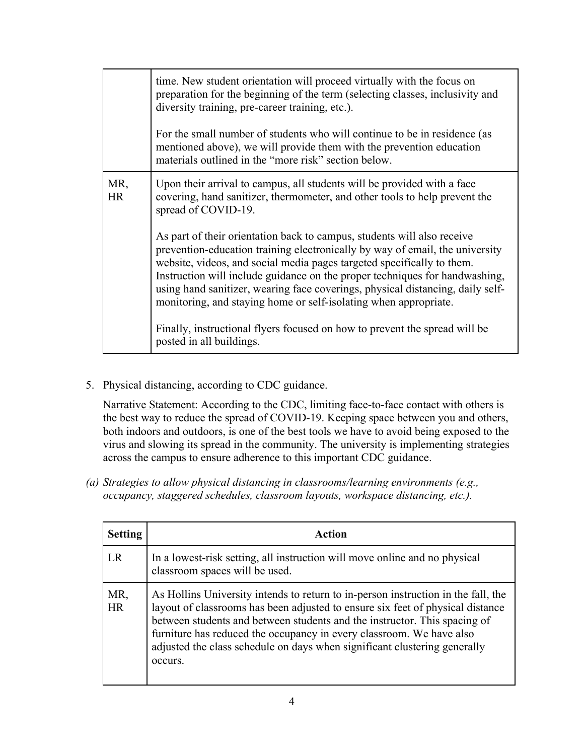|  |  |
| --- | --- |
|  | time. New student orientation will proceed virtually with the focus on preparation for the beginning of the term (selecting classes, inclusivity and diversity training, pre-career training, etc.).<br><br>For the small number of students who will continue to be in residence (as mentioned above), we will provide them with the prevention education materials outlined in the "more risk" section below. |
| MR, HR | Upon their arrival to campus, all students will be provided with a face covering, hand sanitizer, thermometer, and other tools to help prevent the spread of COVID-19.<br><br>As part of their orientation back to campus, students will also receive prevention-education training electronically by way of email, the university website, videos, and social media pages targeted specifically to them. Instruction will include guidance on the proper techniques for handwashing, using hand sanitizer, wearing face coverings, physical distancing, daily self-monitoring, and staying home or self-isolating when appropriate.<br><br>Finally, instructional flyers focused on how to prevent the spread will be posted in all buildings. |

5. Physical distancing, according to CDC guidance.

   Narrative Statement: According to the CDC, limiting face-to-face contact with others is the best way to reduce the spread of COVID-19. Keeping space between you and others, both indoors and outdoors, is one of the best tools we have to avoid being exposed to the virus and slowing its spread in the community. The university is implementing strategies across the campus to ensure adherence to this important CDC guidance.

*(a) Strategies to allow physical distancing in classrooms/learning environments (e.g., occupancy, staggered schedules, classroom layouts, workspace distancing, etc.).*

| Setting | Action |
| --- | --- |
| LR | In a lowest-risk setting, all instruction will move online and no physical classroom spaces will be used. |
| MR, HR | As Hollins University intends to return to in-person instruction in the fall, the layout of classrooms has been adjusted to ensure six feet of physical distance between students and between students and the instructor. This spacing of furniture has reduced the occupancy in every classroom. We have also adjusted the class schedule on days when significant clustering generally occurs. |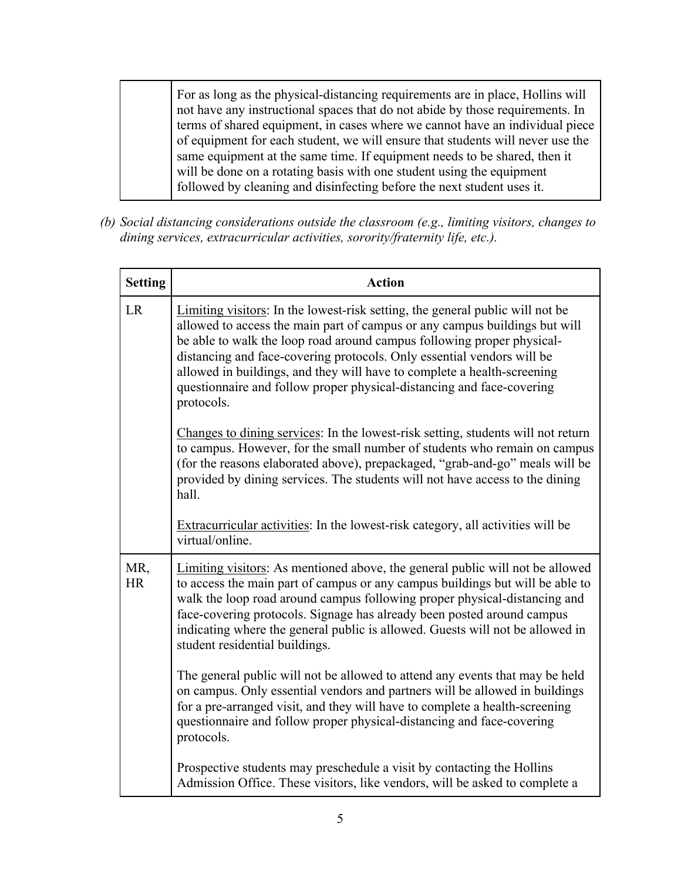| | |
|---|---|
| | For as long as the physical-distancing requirements are in place, Hollins will not have any instructional spaces that do not abide by those requirements. In terms of shared equipment, in cases where we cannot have an individual piece of equipment for each student, we will ensure that students will never use the same equipment at the same time. If equipment needs to be shared, then it will be done on a rotating basis with one student using the equipment followed by cleaning and disinfecting before the next student uses it. |

*(b) Social distancing considerations outside the classroom (e.g., limiting visitors, changes to dining services, extracurricular activities, sorority/fraternity life, etc.).*

| Setting | Action |
|---|---|
| LR | <u>Limiting visitors</u>: In the lowest-risk setting, the general public will not be allowed to access the main part of campus or any campus buildings but will be able to walk the loop road around campus following proper physical-distancing and face-covering protocols. Only essential vendors will be allowed in buildings, and they will have to complete a health-screening questionnaire and follow proper physical-distancing and face-covering protocols.<br><br><u>Changes to dining services</u>: In the lowest-risk setting, students will not return to campus. However, for the small number of students who remain on campus (for the reasons elaborated above), prepackaged, "grab-and-go" meals will be provided by dining services. The students will not have access to the dining hall.<br><br><u>Extracurricular activities</u>: In the lowest-risk category, all activities will be virtual/online. |
| MR, HR | <u>Limiting visitors</u>: As mentioned above, the general public will not be allowed to access the main part of campus or any campus buildings but will be able to walk the loop road around campus following proper physical-distancing and face-covering protocols. Signage has already been posted around campus indicating where the general public is allowed. Guests will not be allowed in student residential buildings.<br><br>The general public will not be allowed to attend any events that may be held on campus. Only essential vendors and partners will be allowed in buildings for a pre-arranged visit, and they will have to complete a health-screening questionnaire and follow proper physical-distancing and face-covering protocols.<br><br>Prospective students may preschedule a visit by contacting the Hollins Admission Office. These visitors, like vendors, will be asked to complete a |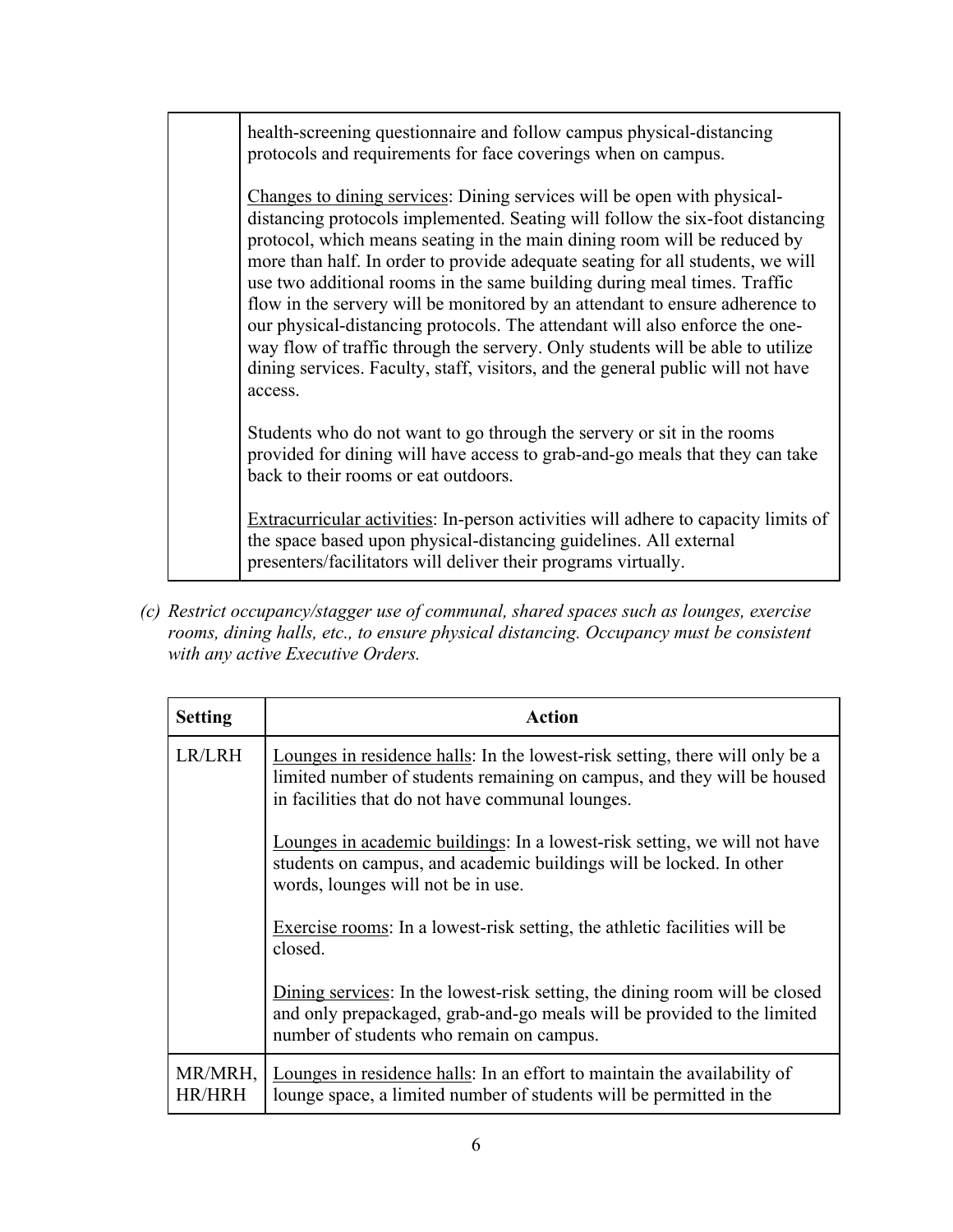| | |
|---|---|
| | health-screening questionnaire and follow campus physical-distancing protocols and requirements for face coverings when on campus.<br><br>Changes to dining services: Dining services will be open with physical-distancing protocols implemented. Seating will follow the six-foot distancing protocol, which means seating in the main dining room will be reduced by more than half. In order to provide adequate seating for all students, we will use two additional rooms in the same building during meal times. Traffic flow in the servery will be monitored by an attendant to ensure adherence to our physical-distancing protocols. The attendant will also enforce the one-way flow of traffic through the servery. Only students will be able to utilize dining services. Faculty, staff, visitors, and the general public will not have access.<br><br>Students who do not want to go through the servery or sit in the rooms provided for dining will have access to grab-and-go meals that they can take back to their rooms or eat outdoors.<br><br>Extracurricular activities: In-person activities will adhere to capacity limits of the space based upon physical-distancing guidelines. All external presenters/facilitators will deliver their programs virtually. |

*(c) Restrict occupancy/stagger use of communal, shared spaces such as lounges, exercise rooms, dining halls, etc., to ensure physical distancing. Occupancy must be consistent with any active Executive Orders.*

| Setting | Action |
|---|---|
| LR/LRH | Lounges in residence halls: In the lowest-risk setting, there will only be a limited number of students remaining on campus, and they will be housed in facilities that do not have communal lounges.<br><br>Lounges in academic buildings: In a lowest-risk setting, we will not have students on campus, and academic buildings will be locked. In other words, lounges will not be in use.<br><br>Exercise rooms: In a lowest-risk setting, the athletic facilities will be closed.<br><br>Dining services: In the lowest-risk setting, the dining room will be closed and only prepackaged, grab-and-go meals will be provided to the limited number of students who remain on campus. |
| MR/MRH, HR/HRH | Lounges in residence halls: In an effort to maintain the availability of lounge space, a limited number of students will be permitted in the |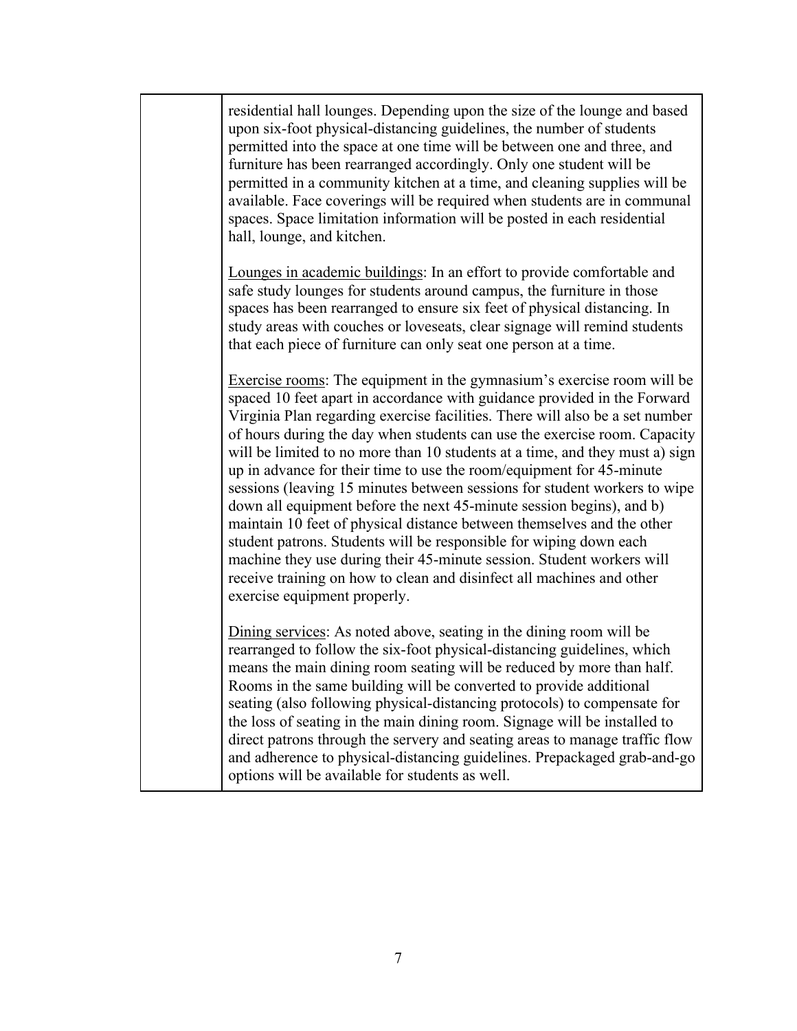| | |
|---|---|
| | residential hall lounges. Depending upon the size of the lounge and based upon six-foot physical-distancing guidelines, the number of students permitted into the space at one time will be between one and three, and furniture has been rearranged accordingly. Only one student will be permitted in a community kitchen at a time, and cleaning supplies will be available. Face coverings will be required when students are in communal spaces. Space limitation information will be posted in each residential hall, lounge, and kitchen.<br><br><u>Lounges in academic buildings</u>: In an effort to provide comfortable and safe study lounges for students around campus, the furniture in those spaces has been rearranged to ensure six feet of physical distancing. In study areas with couches or loveseats, clear signage will remind students that each piece of furniture can only seat one person at a time.<br><br><u>Exercise rooms</u>: The equipment in the gymnasium's exercise room will be spaced 10 feet apart in accordance with guidance provided in the Forward Virginia Plan regarding exercise facilities. There will also be a set number of hours during the day when students can use the exercise room. Capacity will be limited to no more than 10 students at a time, and they must a) sign up in advance for their time to use the room/equipment for 45-minute sessions (leaving 15 minutes between sessions for student workers to wipe down all equipment before the next 45-minute session begins), and b) maintain 10 feet of physical distance between themselves and the other student patrons. Students will be responsible for wiping down each machine they use during their 45-minute session. Student workers will receive training on how to clean and disinfect all machines and other exercise equipment properly.<br><br><u>Dining services</u>: As noted above, seating in the dining room will be rearranged to follow the six-foot physical-distancing guidelines, which means the main dining room seating will be reduced by more than half. Rooms in the same building will be converted to provide additional seating (also following physical-distancing protocols) to compensate for the loss of seating in the main dining room. Signage will be installed to direct patrons through the servery and seating areas to manage traffic flow and adherence to physical-distancing guidelines. Prepackaged grab-and-go options will be available for students as well. |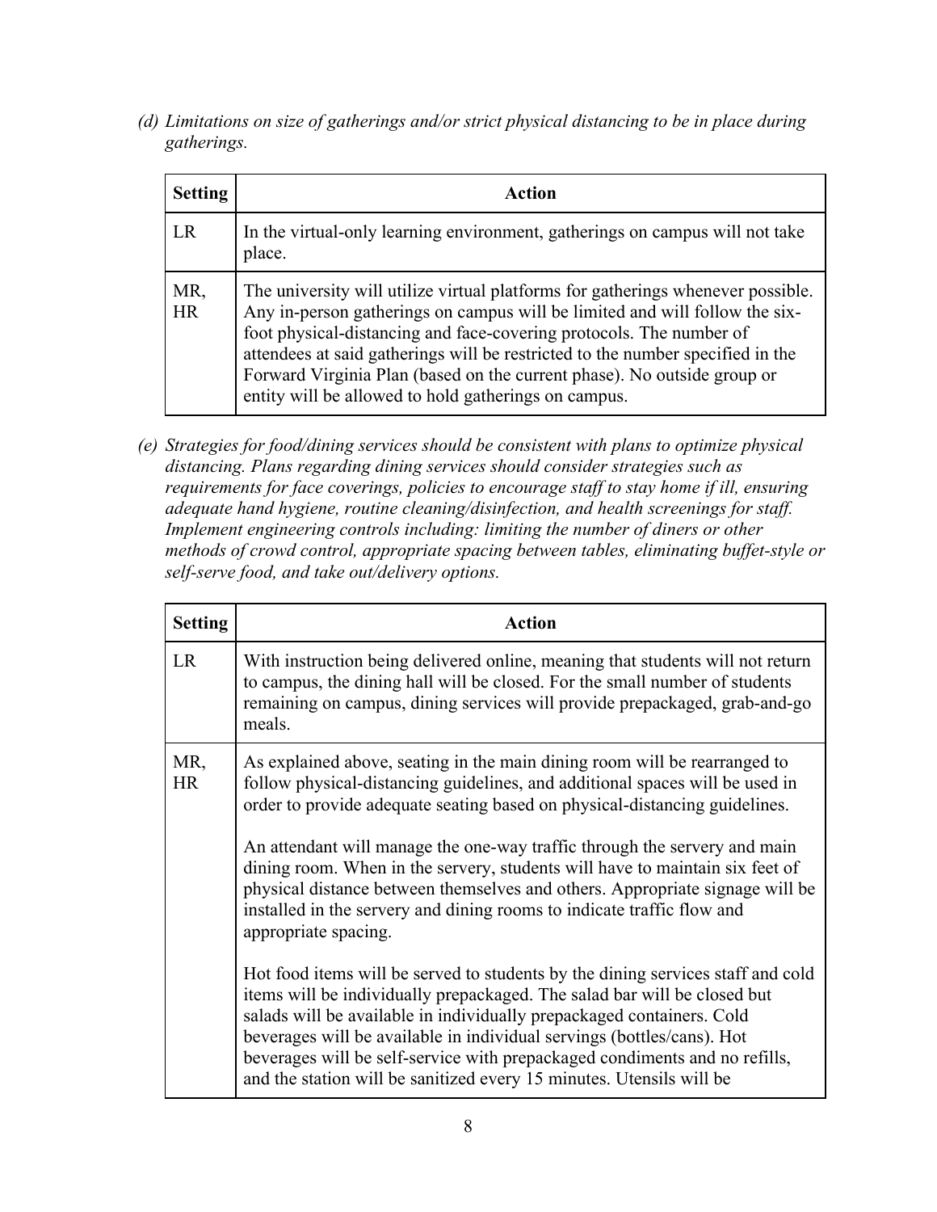*(d) Limitations on size of gatherings and/or strict physical distancing to be in place during gatherings.*

| Setting | Action |
|---|---|
| LR | In the virtual-only learning environment, gatherings on campus will not take place. |
| MR, HR | The university will utilize virtual platforms for gatherings whenever possible. Any in-person gatherings on campus will be limited and will follow the six-foot physical-distancing and face-covering protocols. The number of attendees at said gatherings will be restricted to the number specified in the Forward Virginia Plan (based on the current phase). No outside group or entity will be allowed to hold gatherings on campus. |

*(e) Strategies for food/dining services should be consistent with plans to optimize physical distancing. Plans regarding dining services should consider strategies such as requirements for face coverings, policies to encourage staff to stay home if ill, ensuring adequate hand hygiene, routine cleaning/disinfection, and health screenings for staff. Implement engineering controls including: limiting the number of diners or other methods of crowd control, appropriate spacing between tables, eliminating buffet-style or self-serve food, and take out/delivery options.*

| Setting | Action |
|---|---|
| LR | With instruction being delivered online, meaning that students will not return to campus, the dining hall will be closed. For the small number of students remaining on campus, dining services will provide prepackaged, grab-and-go meals. |
| MR, HR | As explained above, seating in the main dining room will be rearranged to follow physical-distancing guidelines, and additional spaces will be used in order to provide adequate seating based on physical-distancing guidelines.<br><br>An attendant will manage the one-way traffic through the servery and main dining room. When in the servery, students will have to maintain six feet of physical distance between themselves and others. Appropriate signage will be installed in the servery and dining rooms to indicate traffic flow and appropriate spacing.<br><br>Hot food items will be served to students by the dining services staff and cold items will be individually prepackaged. The salad bar will be closed but salads will be available in individually prepackaged containers. Cold beverages will be available in individual servings (bottles/cans). Hot beverages will be self-service with prepackaged condiments and no refills, and the station will be sanitized every 15 minutes. Utensils will be |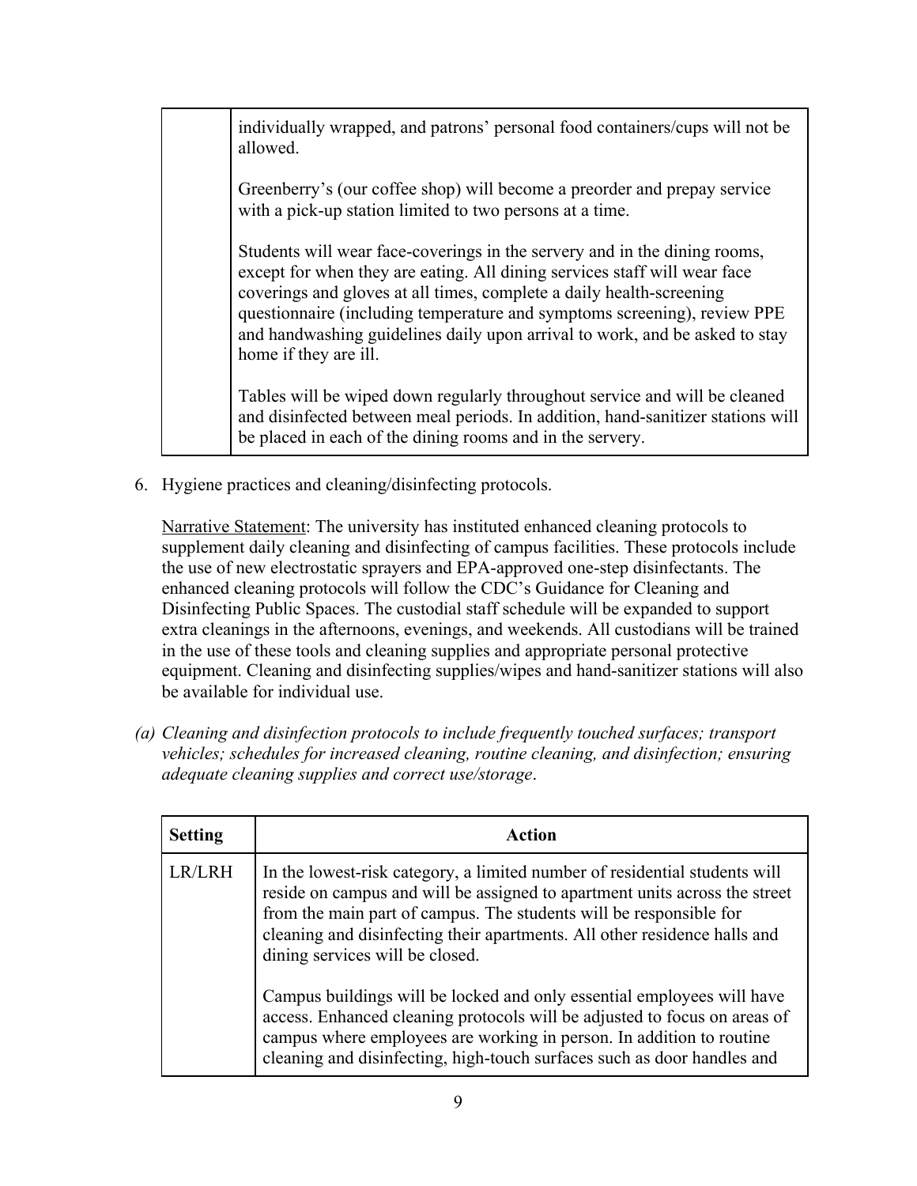| | |
|---|---|
| | individually wrapped, and patrons' personal food containers/cups will not be allowed.<br><br>Greenberry's (our coffee shop) will become a preorder and prepay service with a pick-up station limited to two persons at a time.<br><br>Students will wear face-coverings in the servery and in the dining rooms, except for when they are eating. All dining services staff will wear face coverings and gloves at all times, complete a daily health-screening questionnaire (including temperature and symptoms screening), review PPE and handwashing guidelines daily upon arrival to work, and be asked to stay home if they are ill.<br><br>Tables will be wiped down regularly throughout service and will be cleaned and disinfected between meal periods. In addition, hand-sanitizer stations will be placed in each of the dining rooms and in the servery. |

6. Hygiene practices and cleaning/disinfecting protocols.

   Narrative Statement: The university has instituted enhanced cleaning protocols to supplement daily cleaning and disinfecting of campus facilities. These protocols include the use of new electrostatic sprayers and EPA-approved one-step disinfectants. The enhanced cleaning protocols will follow the CDC's Guidance for Cleaning and Disinfecting Public Spaces. The custodial staff schedule will be expanded to support extra cleanings in the afternoons, evenings, and weekends. All custodians will be trained in the use of these tools and cleaning supplies and appropriate personal protective equipment. Cleaning and disinfecting supplies/wipes and hand-sanitizer stations will also be available for individual use.

*(a) Cleaning and disinfection protocols to include frequently touched surfaces; transport vehicles; schedules for increased cleaning, routine cleaning, and disinfection; ensuring adequate cleaning supplies and correct use/storage*.

| Setting | Action |
|---|---|
| LR/LRH | In the lowest-risk category, a limited number of residential students will reside on campus and will be assigned to apartment units across the street from the main part of campus. The students will be responsible for cleaning and disinfecting their apartments. All other residence halls and dining services will be closed.<br><br>Campus buildings will be locked and only essential employees will have access. Enhanced cleaning protocols will be adjusted to focus on areas of campus where employees are working in person. In addition to routine cleaning and disinfecting, high-touch surfaces such as door handles and |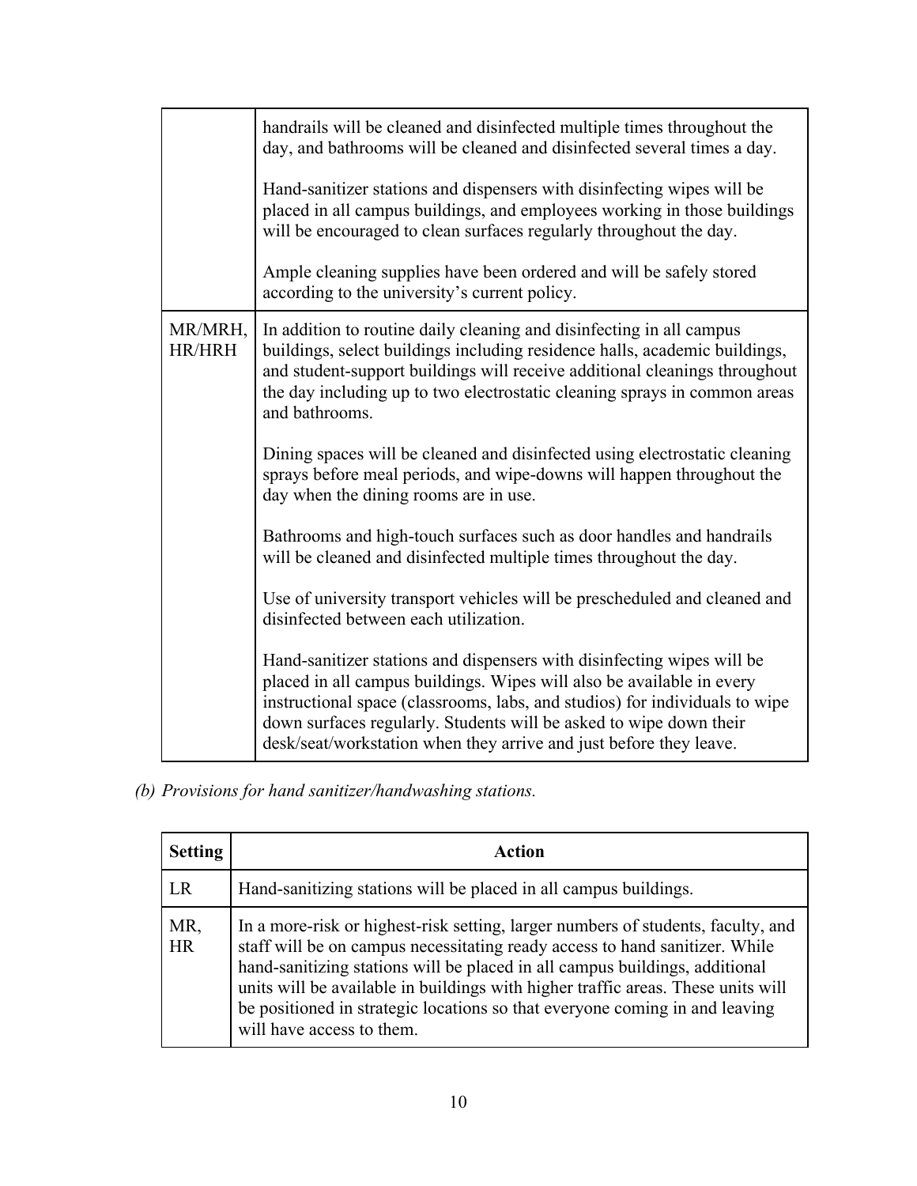| | |
|---|---|
| | handrails will be cleaned and disinfected multiple times throughout the day, and bathrooms will be cleaned and disinfected several times a day.<br><br>Hand-sanitizer stations and dispensers with disinfecting wipes will be placed in all campus buildings, and employees working in those buildings will be encouraged to clean surfaces regularly throughout the day.<br><br>Ample cleaning supplies have been ordered and will be safely stored according to the university's current policy. |
| MR/MRH, HR/HRH | In addition to routine daily cleaning and disinfecting in all campus buildings, select buildings including residence halls, academic buildings, and student-support buildings will receive additional cleanings throughout the day including up to two electrostatic cleaning sprays in common areas and bathrooms.<br><br>Dining spaces will be cleaned and disinfected using electrostatic cleaning sprays before meal periods, and wipe-downs will happen throughout the day when the dining rooms are in use.<br><br>Bathrooms and high-touch surfaces such as door handles and handrails will be cleaned and disinfected multiple times throughout the day.<br><br>Use of university transport vehicles will be prescheduled and cleaned and disinfected between each utilization.<br><br>Hand-sanitizer stations and dispensers with disinfecting wipes will be placed in all campus buildings. Wipes will also be available in every instructional space (classrooms, labs, and studios) for individuals to wipe down surfaces regularly. Students will be asked to wipe down their desk/seat/workstation when they arrive and just before they leave. |

*(b) Provisions for hand sanitizer/handwashing stations.*

| Setting | Action |
|---|---|
| LR | Hand-sanitizing stations will be placed in all campus buildings. |
| MR, HR | In a more-risk or highest-risk setting, larger numbers of students, faculty, and staff will be on campus necessitating ready access to hand sanitizer. While hand-sanitizing stations will be placed in all campus buildings, additional units will be available in buildings with higher traffic areas. These units will be positioned in strategic locations so that everyone coming in and leaving will have access to them. |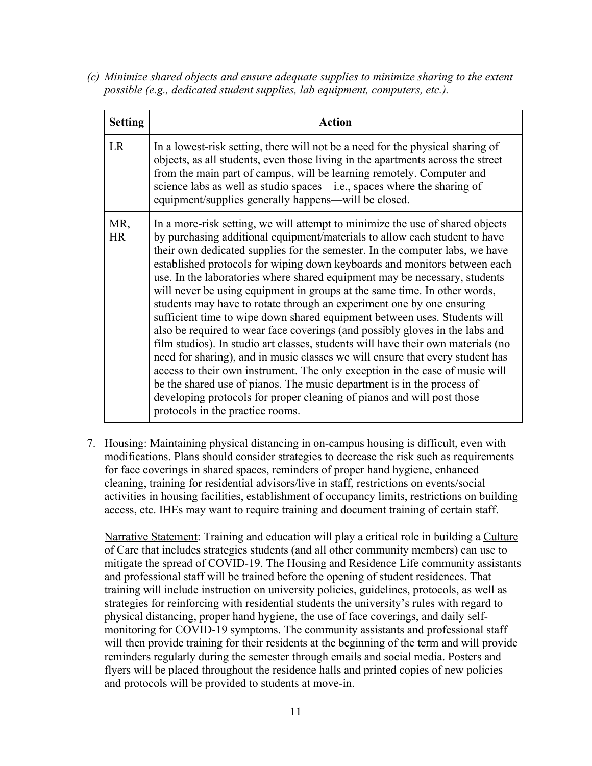*(c) Minimize shared objects and ensure adequate supplies to minimize sharing to the extent possible (e.g., dedicated student supplies, lab equipment, computers, etc.).*

| Setting | Action |
|---|---|
| LR | In a lowest-risk setting, there will not be a need for the physical sharing of objects, as all students, even those living in the apartments across the street from the main part of campus, will be learning remotely. Computer and science labs as well as studio spaces—i.e., spaces where the sharing of equipment/supplies generally happens—will be closed. |
| MR, HR | In a more-risk setting, we will attempt to minimize the use of shared objects by purchasing additional equipment/materials to allow each student to have their own dedicated supplies for the semester. In the computer labs, we have established protocols for wiping down keyboards and monitors between each use. In the laboratories where shared equipment may be necessary, students will never be using equipment in groups at the same time. In other words, students may have to rotate through an experiment one by one ensuring sufficient time to wipe down shared equipment between uses. Students will also be required to wear face coverings (and possibly gloves in the labs and film studios). In studio art classes, students will have their own materials (no need for sharing), and in music classes we will ensure that every student has access to their own instrument. The only exception in the case of music will be the shared use of pianos. The music department is in the process of developing protocols for proper cleaning of pianos and will post those protocols in the practice rooms. |

7. Housing: Maintaining physical distancing in on-campus housing is difficult, even with modifications. Plans should consider strategies to decrease the risk such as requirements for face coverings in shared spaces, reminders of proper hand hygiene, enhanced cleaning, training for residential advisors/live in staff, restrictions on events/social activities in housing facilities, establishment of occupancy limits, restrictions on building access, etc. IHEs may want to require training and document training of certain staff.

   Narrative Statement: Training and education will play a critical role in building a Culture of Care that includes strategies students (and all other community members) can use to mitigate the spread of COVID-19. The Housing and Residence Life community assistants and professional staff will be trained before the opening of student residences. That training will include instruction on university policies, guidelines, protocols, as well as strategies for reinforcing with residential students the university's rules with regard to physical distancing, proper hand hygiene, the use of face coverings, and daily self-monitoring for COVID-19 symptoms. The community assistants and professional staff will then provide training for their residents at the beginning of the term and will provide reminders regularly during the semester through emails and social media. Posters and flyers will be placed throughout the residence halls and printed copies of new policies and protocols will be provided to students at move-in.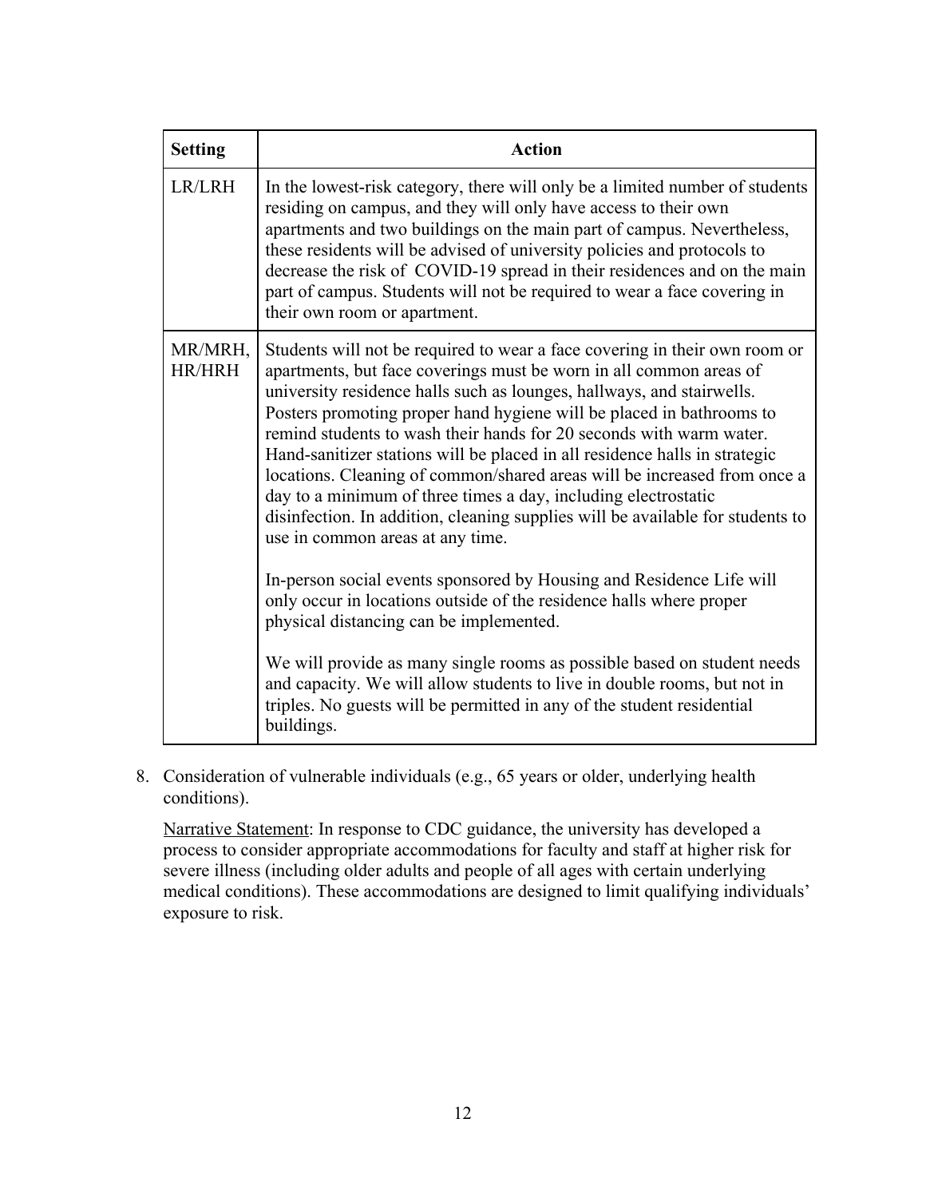| Setting | Action |
|---|---|
| LR/LRH | In the lowest-risk category, there will only be a limited number of students residing on campus, and they will only have access to their own apartments and two buildings on the main part of campus. Nevertheless, these residents will be advised of university policies and protocols to decrease the risk of COVID-19 spread in their residences and on the main part of campus. Students will not be required to wear a face covering in their own room or apartment. |
| MR/MRH, HR/HRH | Students will not be required to wear a face covering in their own room or apartments, but face coverings must be worn in all common areas of university residence halls such as lounges, hallways, and stairwells. Posters promoting proper hand hygiene will be placed in bathrooms to remind students to wash their hands for 20 seconds with warm water. Hand-sanitizer stations will be placed in all residence halls in strategic locations. Cleaning of common/shared areas will be increased from once a day to a minimum of three times a day, including electrostatic disinfection. In addition, cleaning supplies will be available for students to use in common areas at any time.<br><br>In-person social events sponsored by Housing and Residence Life will only occur in locations outside of the residence halls where proper physical distancing can be implemented.<br><br>We will provide as many single rooms as possible based on student needs and capacity. We will allow students to live in double rooms, but not in triples. No guests will be permitted in any of the student residential buildings. |

8. Consideration of vulnerable individuals (e.g., 65 years or older, underlying health conditions).

   Narrative Statement: In response to CDC guidance, the university has developed a process to consider appropriate accommodations for faculty and staff at higher risk for severe illness (including older adults and people of all ages with certain underlying medical conditions). These accommodations are designed to limit qualifying individuals' exposure to risk.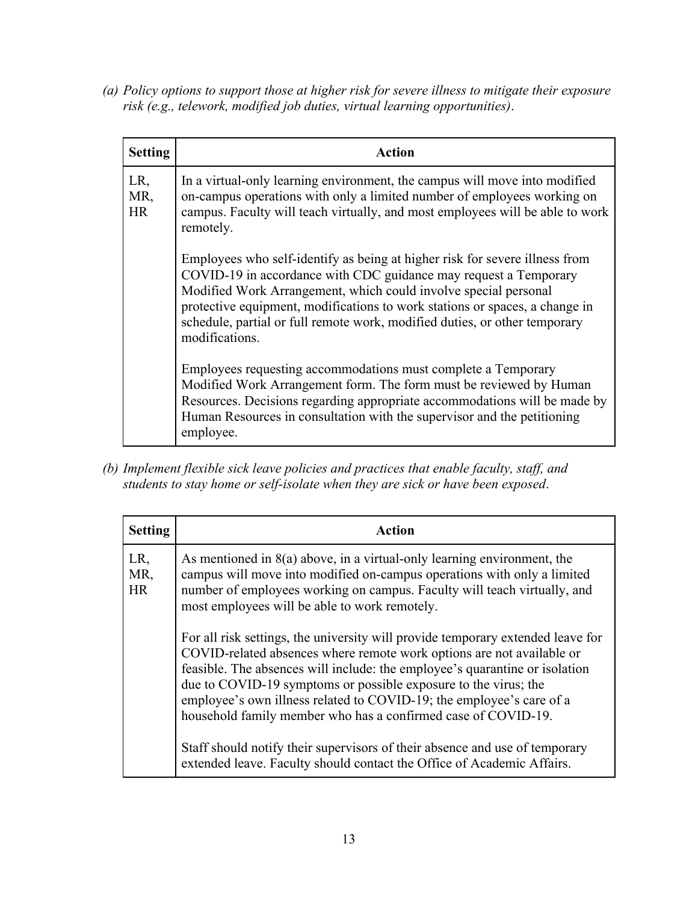*(a) Policy options to support those at higher risk for severe illness to mitigate their exposure risk (e.g., telework, modified job duties, virtual learning opportunities).*

| Setting | Action |
|---|---|
| LR, MR, HR | In a virtual-only learning environment, the campus will move into modified on-campus operations with only a limited number of employees working on campus. Faculty will teach virtually, and most employees will be able to work remotely.<br><br>Employees who self-identify as being at higher risk for severe illness from COVID-19 in accordance with CDC guidance may request a Temporary Modified Work Arrangement, which could involve special personal protective equipment, modifications to work stations or spaces, a change in schedule, partial or full remote work, modified duties, or other temporary modifications.<br><br>Employees requesting accommodations must complete a Temporary Modified Work Arrangement form. The form must be reviewed by Human Resources. Decisions regarding appropriate accommodations will be made by Human Resources in consultation with the supervisor and the petitioning employee. |

*(b) Implement flexible sick leave policies and practices that enable faculty, staff, and students to stay home or self-isolate when they are sick or have been exposed.*

| Setting | Action |
|---|---|
| LR, MR, HR | As mentioned in 8(a) above, in a virtual-only learning environment, the campus will move into modified on-campus operations with only a limited number of employees working on campus. Faculty will teach virtually, and most employees will be able to work remotely.<br><br>For all risk settings, the university will provide temporary extended leave for COVID-related absences where remote work options are not available or feasible. The absences will include: the employee's quarantine or isolation due to COVID-19 symptoms or possible exposure to the virus; the employee's own illness related to COVID-19; the employee's care of a household family member who has a confirmed case of COVID-19.<br><br>Staff should notify their supervisors of their absence and use of temporary extended leave. Faculty should contact the Office of Academic Affairs. |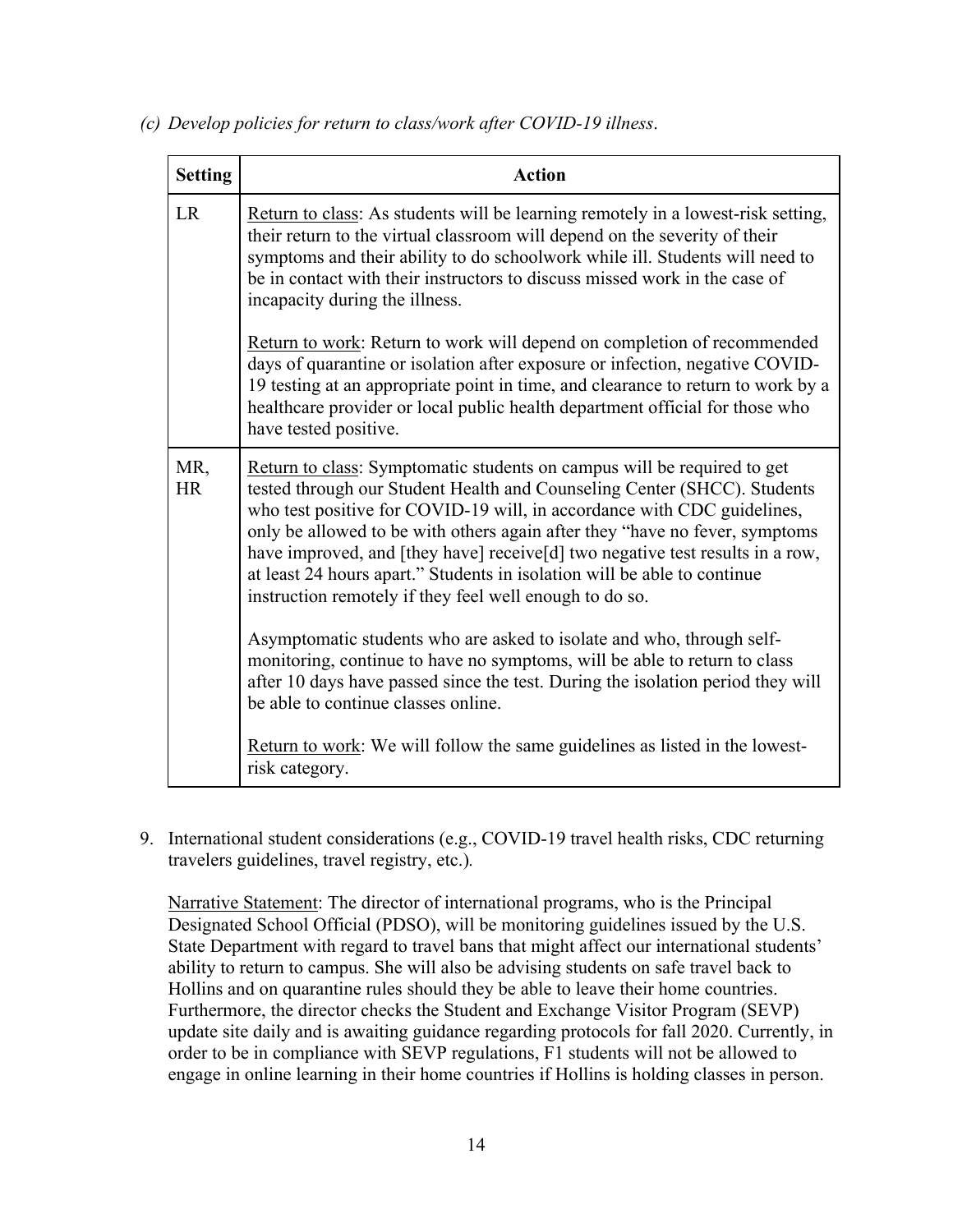*(c) Develop policies for return to class/work after COVID-19 illness.*

| Setting | Action |
|---|---|
| LR | Return to class: As students will be learning remotely in a lowest-risk setting, their return to the virtual classroom will depend on the severity of their symptoms and their ability to do schoolwork while ill. Students will need to be in contact with their instructors to discuss missed work in the case of incapacity during the illness.<br><br>Return to work: Return to work will depend on completion of recommended days of quarantine or isolation after exposure or infection, negative COVID-19 testing at an appropriate point in time, and clearance to return to work by a healthcare provider or local public health department official for those who have tested positive. |
| MR, HR | Return to class: Symptomatic students on campus will be required to get tested through our Student Health and Counseling Center (SHCC). Students who test positive for COVID-19 will, in accordance with CDC guidelines, only be allowed to be with others again after they "have no fever, symptoms have improved, and [they have] receive[d] two negative test results in a row, at least 24 hours apart." Students in isolation will be able to continue instruction remotely if they feel well enough to do so.<br><br>Asymptomatic students who are asked to isolate and who, through self-monitoring, continue to have no symptoms, will be able to return to class after 10 days have passed since the test. During the isolation period they will be able to continue classes online.<br><br>Return to work: We will follow the same guidelines as listed in the lowest-risk category. |

9. International student considerations (e.g., COVID-19 travel health risks, CDC returning travelers guidelines, travel registry, etc.).

   Narrative Statement: The director of international programs, who is the Principal Designated School Official (PDSO), will be monitoring guidelines issued by the U.S. State Department with regard to travel bans that might affect our international students' ability to return to campus. She will also be advising students on safe travel back to Hollins and on quarantine rules should they be able to leave their home countries. Furthermore, the director checks the Student and Exchange Visitor Program (SEVP) update site daily and is awaiting guidance regarding protocols for fall 2020. Currently, in order to be in compliance with SEVP regulations, F1 students will not be allowed to engage in online learning in their home countries if Hollins is holding classes in person.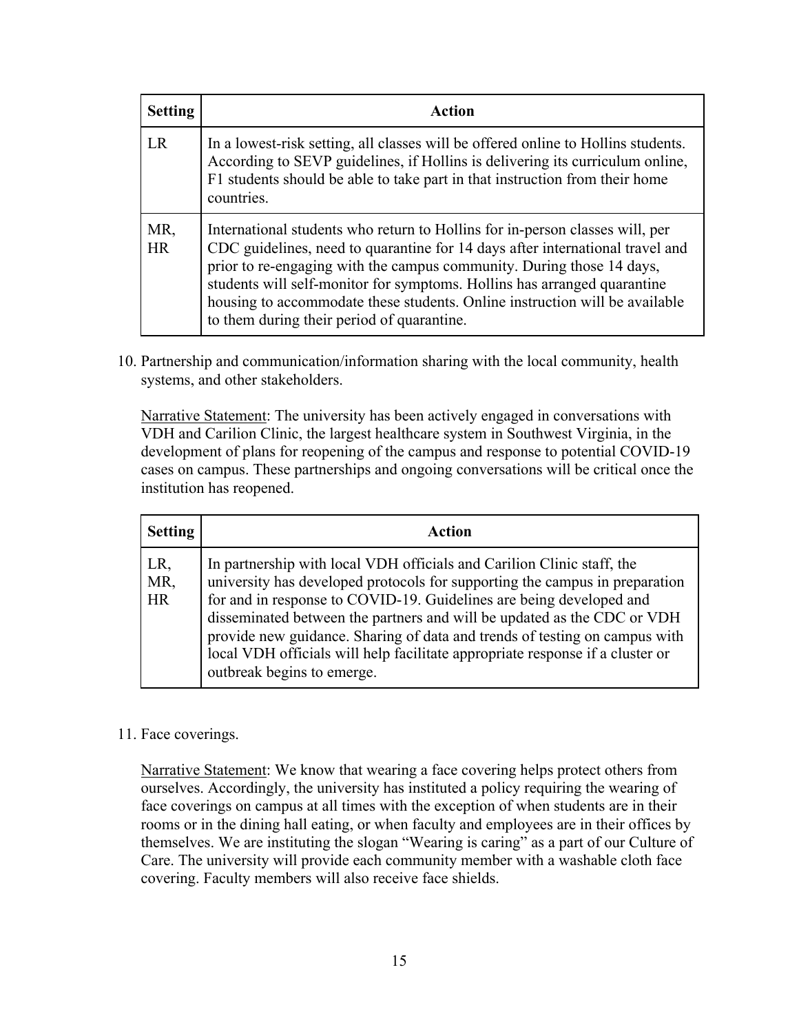| Setting | Action |
|---|---|
| LR | In a lowest-risk setting, all classes will be offered online to Hollins students. According to SEVP guidelines, if Hollins is delivering its curriculum online, F1 students should be able to take part in that instruction from their home countries. |
| MR, HR | International students who return to Hollins for in-person classes will, per CDC guidelines, need to quarantine for 14 days after international travel and prior to re-engaging with the campus community. During those 14 days, students will self-monitor for symptoms. Hollins has arranged quarantine housing to accommodate these students. Online instruction will be available to them during their period of quarantine. |

10. Partnership and communication/information sharing with the local community, health systems, and other stakeholders.

    Narrative Statement: The university has been actively engaged in conversations with VDH and Carilion Clinic, the largest healthcare system in Southwest Virginia, in the development of plans for reopening of the campus and response to potential COVID-19 cases on campus. These partnerships and ongoing conversations will be critical once the institution has reopened.

| Setting | Action |
|---|---|
| LR, MR, HR | In partnership with local VDH officials and Carilion Clinic staff, the university has developed protocols for supporting the campus in preparation for and in response to COVID-19. Guidelines are being developed and disseminated between the partners and will be updated as the CDC or VDH provide new guidance. Sharing of data and trends of testing on campus with local VDH officials will help facilitate appropriate response if a cluster or outbreak begins to emerge. |

11. Face coverings.

    Narrative Statement: We know that wearing a face covering helps protect others from ourselves. Accordingly, the university has instituted a policy requiring the wearing of face coverings on campus at all times with the exception of when students are in their rooms or in the dining hall eating, or when faculty and employees are in their offices by themselves. We are instituting the slogan "Wearing is caring" as a part of our Culture of Care. The university will provide each community member with a washable cloth face covering. Faculty members will also receive face shields.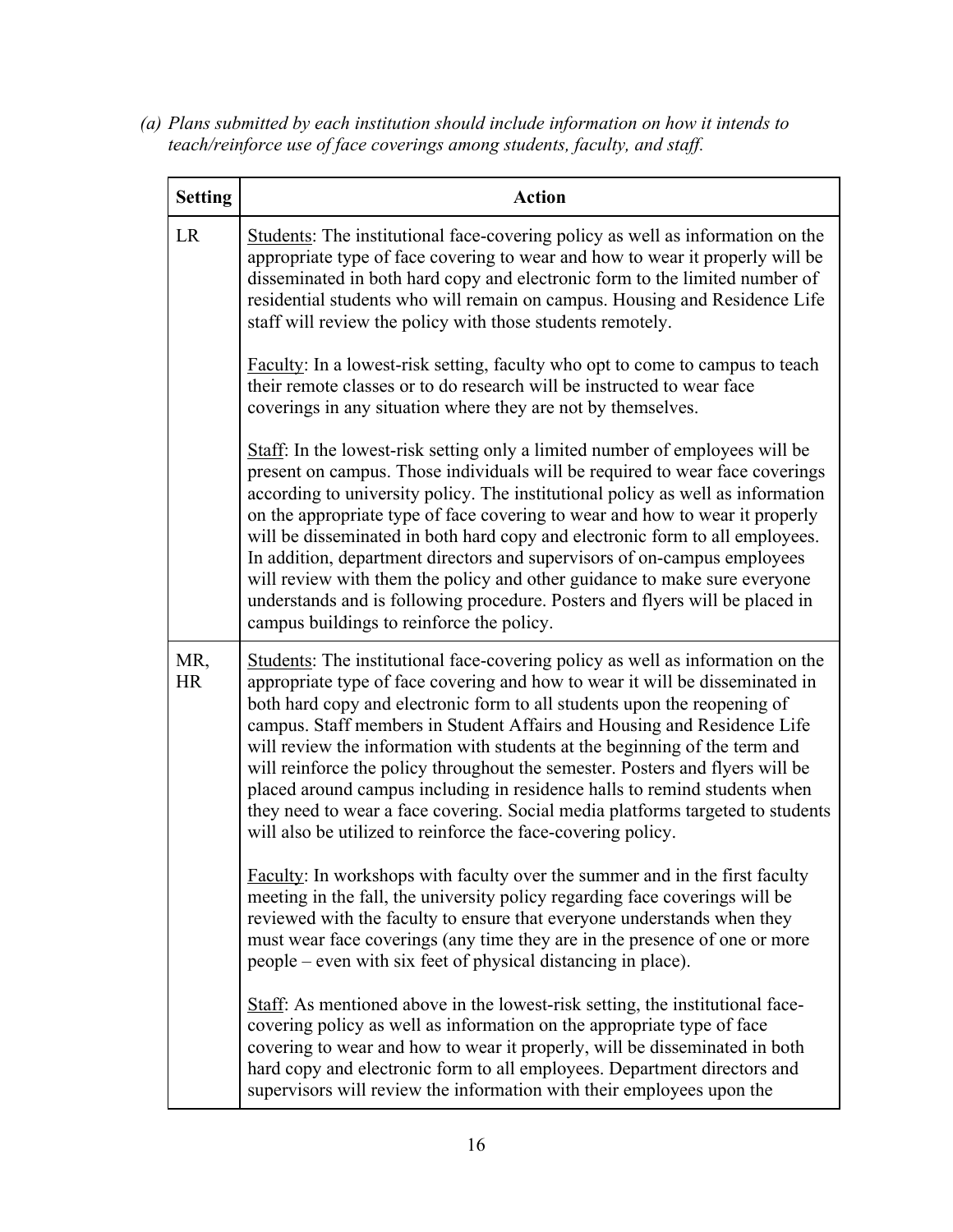*(a) Plans submitted by each institution should include information on how it intends to teach/reinforce use of face coverings among students, faculty, and staff.*

| Setting | Action |
|---|---|
| LR | <u>Students</u>: The institutional face-covering policy as well as information on the appropriate type of face covering to wear and how to wear it properly will be disseminated in both hard copy and electronic form to the limited number of residential students who will remain on campus. Housing and Residence Life staff will review the policy with those students remotely.<br><br><u>Faculty</u>: In a lowest-risk setting, faculty who opt to come to campus to teach their remote classes or to do research will be instructed to wear face coverings in any situation where they are not by themselves.<br><br><u>Staff</u>: In the lowest-risk setting only a limited number of employees will be present on campus. Those individuals will be required to wear face coverings according to university policy. The institutional policy as well as information on the appropriate type of face covering to wear and how to wear it properly will be disseminated in both hard copy and electronic form to all employees. In addition, department directors and supervisors of on-campus employees will review with them the policy and other guidance to make sure everyone understands and is following procedure. Posters and flyers will be placed in campus buildings to reinforce the policy. |
| MR, HR | <u>Students</u>: The institutional face-covering policy as well as information on the appropriate type of face covering and how to wear it will be disseminated in both hard copy and electronic form to all students upon the reopening of campus. Staff members in Student Affairs and Housing and Residence Life will review the information with students at the beginning of the term and will reinforce the policy throughout the semester. Posters and flyers will be placed around campus including in residence halls to remind students when they need to wear a face covering. Social media platforms targeted to students will also be utilized to reinforce the face-covering policy.<br><br><u>Faculty</u>: In workshops with faculty over the summer and in the first faculty meeting in the fall, the university policy regarding face coverings will be reviewed with the faculty to ensure that everyone understands when they must wear face coverings (any time they are in the presence of one or more people – even with six feet of physical distancing in place).<br><br><u>Staff</u>: As mentioned above in the lowest-risk setting, the institutional face-covering policy as well as information on the appropriate type of face covering to wear and how to wear it properly, will be disseminated in both hard copy and electronic form to all employees. Department directors and supervisors will review the information with their employees upon the |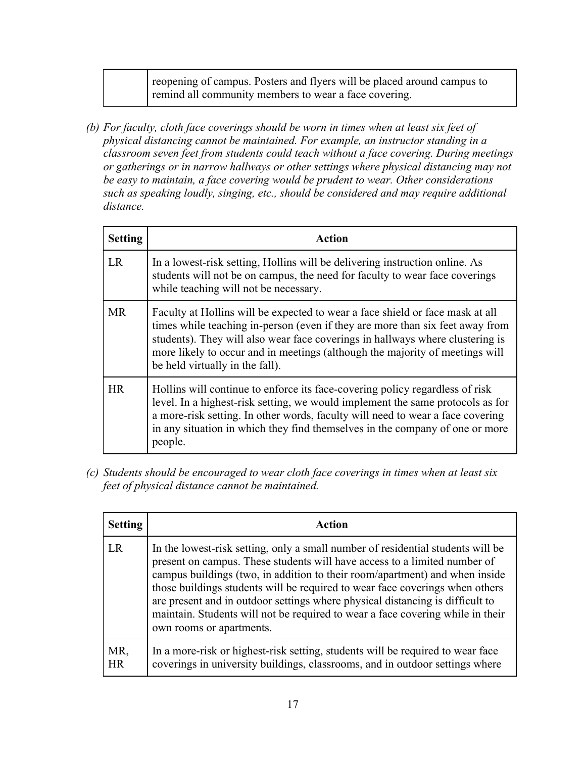| | |
|---|---|
| | reopening of campus. Posters and flyers will be placed around campus to remind all community members to wear a face covering. |

*(b) For faculty, cloth face coverings should be worn in times when at least six feet of physical distancing cannot be maintained. For example, an instructor standing in a classroom seven feet from students could teach without a face covering. During meetings or gatherings or in narrow hallways or other settings where physical distancing may not be easy to maintain, a face covering would be prudent to wear. Other considerations such as speaking loudly, singing, etc., should be considered and may require additional distance.*

| Setting | Action |
|---|---|
| LR | In a lowest-risk setting, Hollins will be delivering instruction online. As students will not be on campus, the need for faculty to wear face coverings while teaching will not be necessary. |
| MR | Faculty at Hollins will be expected to wear a face shield or face mask at all times while teaching in-person (even if they are more than six feet away from students). They will also wear face coverings in hallways where clustering is more likely to occur and in meetings (although the majority of meetings will be held virtually in the fall). |
| HR | Hollins will continue to enforce its face-covering policy regardless of risk level. In a highest-risk setting, we would implement the same protocols as for a more-risk setting. In other words, faculty will need to wear a face covering in any situation in which they find themselves in the company of one or more people. |

*(c) Students should be encouraged to wear cloth face coverings in times when at least six feet of physical distance cannot be maintained.*

| Setting | Action |
|---|---|
| LR | In the lowest-risk setting, only a small number of residential students will be present on campus. These students will have access to a limited number of campus buildings (two, in addition to their room/apartment) and when inside those buildings students will be required to wear face coverings when others are present and in outdoor settings where physical distancing is difficult to maintain. Students will not be required to wear a face covering while in their own rooms or apartments. |
| MR, HR | In a more-risk or highest-risk setting, students will be required to wear face coverings in university buildings, classrooms, and in outdoor settings where |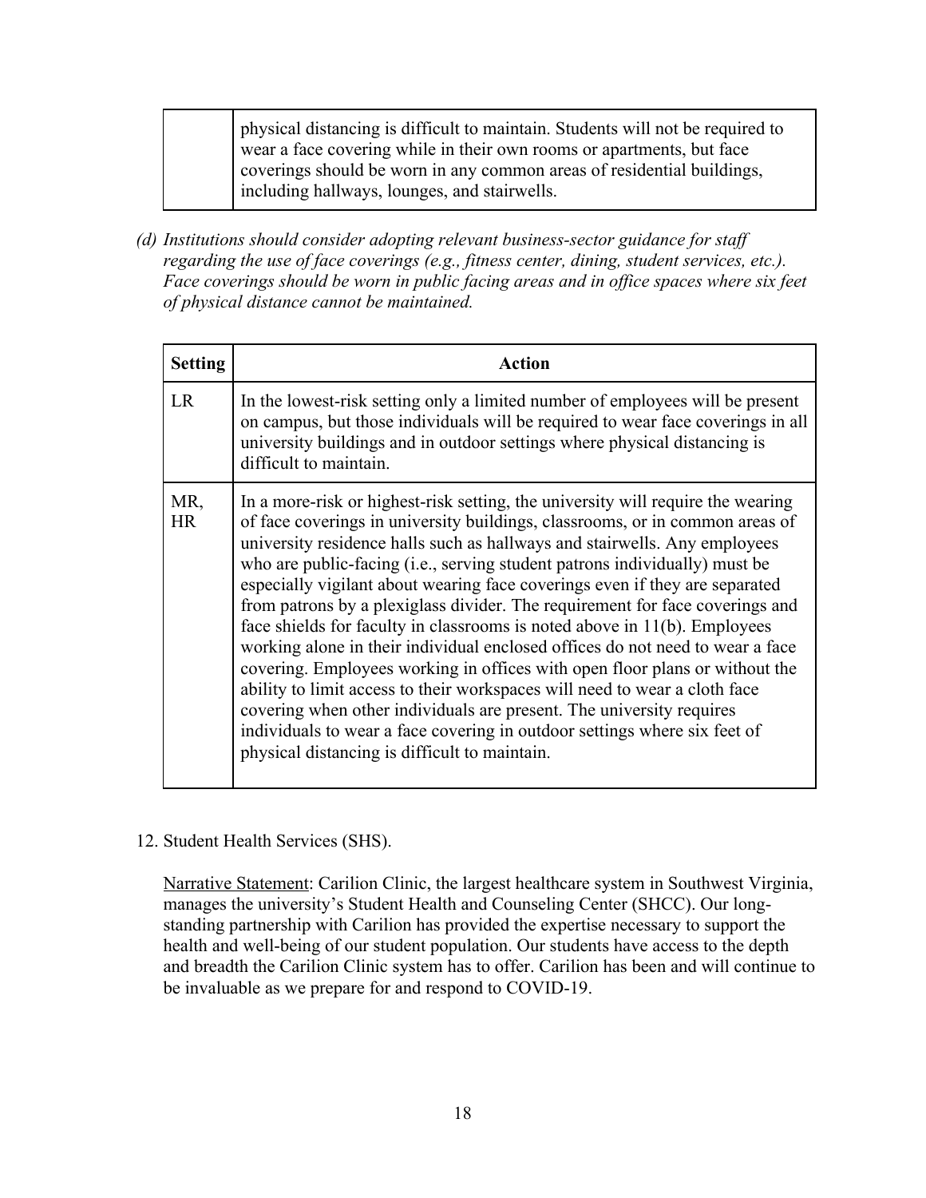| | |
|---|---|
| | physical distancing is difficult to maintain. Students will not be required to wear a face covering while in their own rooms or apartments, but face coverings should be worn in any common areas of residential buildings, including hallways, lounges, and stairwells. |

*(d) Institutions should consider adopting relevant business-sector guidance for staff regarding the use of face coverings (e.g., fitness center, dining, student services, etc.). Face coverings should be worn in public facing areas and in office spaces where six feet of physical distance cannot be maintained.*

| Setting | Action |
|---|---|
| LR | In the lowest-risk setting only a limited number of employees will be present on campus, but those individuals will be required to wear face coverings in all university buildings and in outdoor settings where physical distancing is difficult to maintain. |
| MR, HR | In a more-risk or highest-risk setting, the university will require the wearing of face coverings in university buildings, classrooms, or in common areas of university residence halls such as hallways and stairwells. Any employees who are public-facing (i.e., serving student patrons individually) must be especially vigilant about wearing face coverings even if they are separated from patrons by a plexiglass divider. The requirement for face coverings and face shields for faculty in classrooms is noted above in 11(b). Employees working alone in their individual enclosed offices do not need to wear a face covering. Employees working in offices with open floor plans or without the ability to limit access to their workspaces will need to wear a cloth face covering when other individuals are present. The university requires individuals to wear a face covering in outdoor settings where six feet of physical distancing is difficult to maintain. |

12. Student Health Services (SHS).

Narrative Statement: Carilion Clinic, the largest healthcare system in Southwest Virginia, manages the university's Student Health and Counseling Center (SHCC). Our long-standing partnership with Carilion has provided the expertise necessary to support the health and well-being of our student population. Our students have access to the depth and breadth the Carilion Clinic system has to offer. Carilion has been and will continue to be invaluable as we prepare for and respond to COVID-19.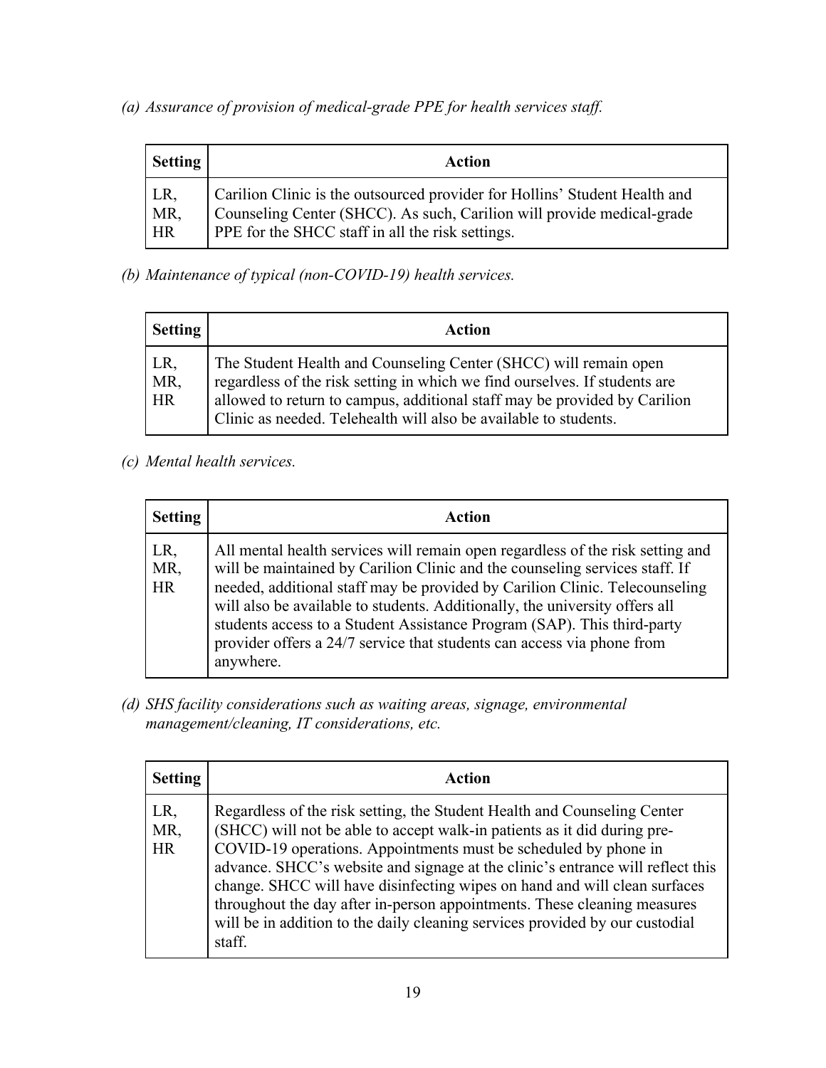*(a) Assurance of provision of medical-grade PPE for health services staff.*

| Setting | Action |
| --- | --- |
| LR, MR, HR | Carilion Clinic is the outsourced provider for Hollins' Student Health and Counseling Center (SHCC). As such, Carilion will provide medical-grade PPE for the SHCC staff in all the risk settings. |

*(b) Maintenance of typical (non-COVID-19) health services.*

| Setting | Action |
| --- | --- |
| LR, MR, HR | The Student Health and Counseling Center (SHCC) will remain open regardless of the risk setting in which we find ourselves. If students are allowed to return to campus, additional staff may be provided by Carilion Clinic as needed. Telehealth will also be available to students. |

*(c) Mental health services.*

| Setting | Action |
| --- | --- |
| LR, MR, HR | All mental health services will remain open regardless of the risk setting and will be maintained by Carilion Clinic and the counseling services staff. If needed, additional staff may be provided by Carilion Clinic. Telecounseling will also be available to students. Additionally, the university offers all students access to a Student Assistance Program (SAP). This third-party provider offers a 24/7 service that students can access via phone from anywhere. |

*(d) SHS facility considerations such as waiting areas, signage, environmental management/cleaning, IT considerations, etc.*

| Setting | Action |
| --- | --- |
| LR, MR, HR | Regardless of the risk setting, the Student Health and Counseling Center (SHCC) will not be able to accept walk-in patients as it did during pre-COVID-19 operations. Appointments must be scheduled by phone in advance. SHCC's website and signage at the clinic's entrance will reflect this change. SHCC will have disinfecting wipes on hand and will clean surfaces throughout the day after in-person appointments. These cleaning measures will be in addition to the daily cleaning services provided by our custodial staff. |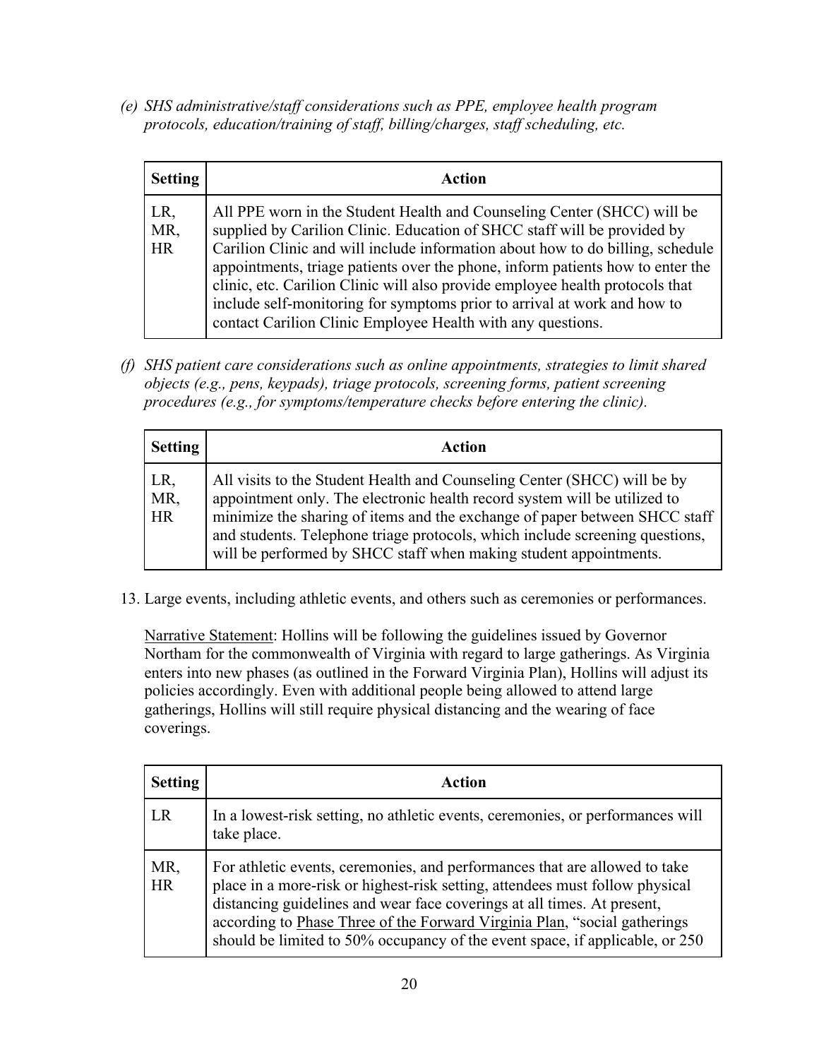*(e) SHS administrative/staff considerations such as PPE, employee health program protocols, education/training of staff, billing/charges, staff scheduling, etc.*

| Setting | Action |
|---|---|
| LR, MR, HR | All PPE worn in the Student Health and Counseling Center (SHCC) will be supplied by Carilion Clinic. Education of SHCC staff will be provided by Carilion Clinic and will include information about how to do billing, schedule appointments, triage patients over the phone, inform patients how to enter the clinic, etc. Carilion Clinic will also provide employee health protocols that include self-monitoring for symptoms prior to arrival at work and how to contact Carilion Clinic Employee Health with any questions. |

*(f) SHS patient care considerations such as online appointments, strategies to limit shared objects (e.g., pens, keypads), triage protocols, screening forms, patient screening procedures (e.g., for symptoms/temperature checks before entering the clinic).*

| Setting | Action |
|---|---|
| LR, MR, HR | All visits to the Student Health and Counseling Center (SHCC) will be by appointment only. The electronic health record system will be utilized to minimize the sharing of items and the exchange of paper between SHCC staff and students. Telephone triage protocols, which include screening questions, will be performed by SHCC staff when making student appointments. |

13. Large events, including athletic events, and others such as ceremonies or performances.

Narrative Statement: Hollins will be following the guidelines issued by Governor Northam for the commonwealth of Virginia with regard to large gatherings. As Virginia enters into new phases (as outlined in the Forward Virginia Plan), Hollins will adjust its policies accordingly. Even with additional people being allowed to attend large gatherings, Hollins will still require physical distancing and the wearing of face coverings.

| Setting | Action |
|---|---|
| LR | In a lowest-risk setting, no athletic events, ceremonies, or performances will take place. |
| MR, HR | For athletic events, ceremonies, and performances that are allowed to take place in a more-risk or highest-risk setting, attendees must follow physical distancing guidelines and wear face coverings at all times. At present, according to Phase Three of the Forward Virginia Plan, "social gatherings should be limited to 50% occupancy of the event space, if applicable, or 250 |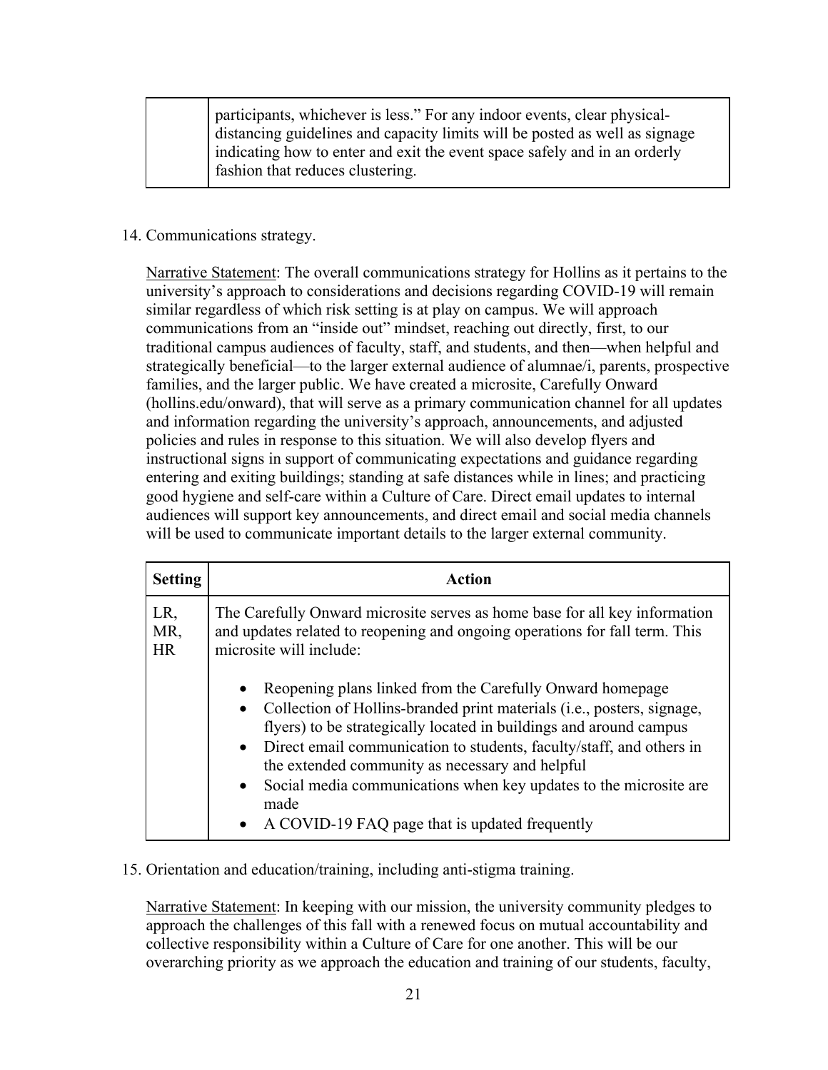| | participants, whichever is less." For any indoor events, clear physical-distancing guidelines and capacity limits will be posted as well as signage indicating how to enter and exit the event space safely and in an orderly fashion that reduces clustering. |
|---|---|

14. Communications strategy.

<u>Narrative Statement</u>: The overall communications strategy for Hollins as it pertains to the university's approach to considerations and decisions regarding COVID-19 will remain similar regardless of which risk setting is at play on campus. We will approach communications from an "inside out" mindset, reaching out directly, first, to our traditional campus audiences of faculty, staff, and students, and then—when helpful and strategically beneficial—to the larger external audience of alumnae/i, parents, prospective families, and the larger public. We have created a microsite, Carefully Onward (hollins.edu/onward), that will serve as a primary communication channel for all updates and information regarding the university's approach, announcements, and adjusted policies and rules in response to this situation. We will also develop flyers and instructional signs in support of communicating expectations and guidance regarding entering and exiting buildings; standing at safe distances while in lines; and practicing good hygiene and self-care within a Culture of Care. Direct email updates to internal audiences will support key announcements, and direct email and social media channels will be used to communicate important details to the larger external community.

| Setting | Action |
|---|---|
| LR, MR, HR | The Carefully Onward microsite serves as home base for all key information and updates related to reopening and ongoing operations for fall term. This microsite will include:<br><br>• Reopening plans linked from the Carefully Onward homepage<br>• Collection of Hollins-branded print materials (i.e., posters, signage, flyers) to be strategically located in buildings and around campus<br>• Direct email communication to students, faculty/staff, and others in the extended community as necessary and helpful<br>• Social media communications when key updates to the microsite are made<br>• A COVID-19 FAQ page that is updated frequently |

15. Orientation and education/training, including anti-stigma training.

<u>Narrative Statement</u>: In keeping with our mission, the university community pledges to approach the challenges of this fall with a renewed focus on mutual accountability and collective responsibility within a Culture of Care for one another. This will be our overarching priority as we approach the education and training of our students, faculty,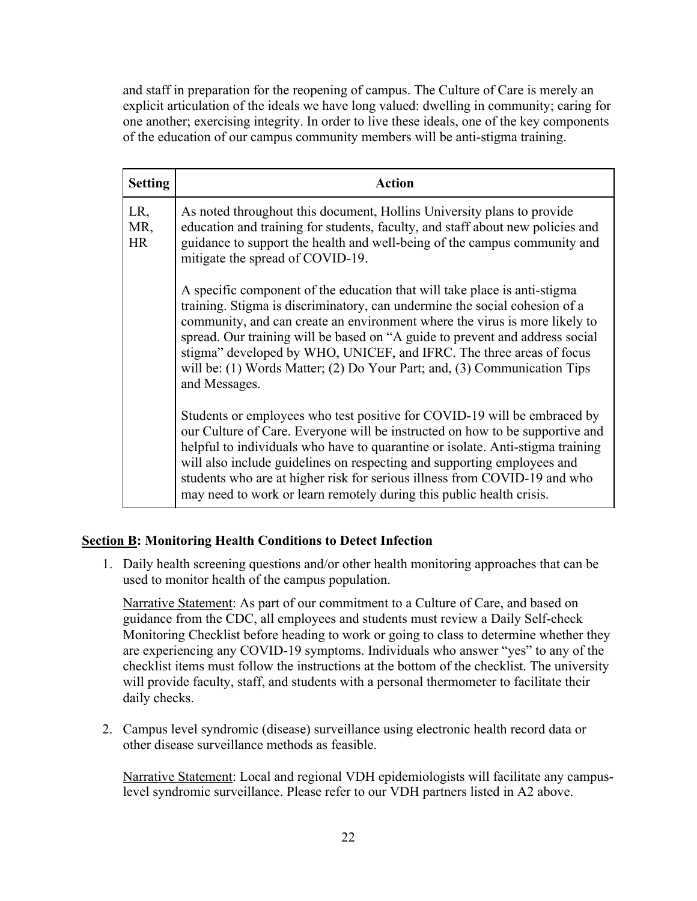and staff in preparation for the reopening of campus. The Culture of Care is merely an explicit articulation of the ideals we have long valued: dwelling in community; caring for one another; exercising integrity. In order to live these ideals, one of the key components of the education of our campus community members will be anti-stigma training.

| Setting | Action |
|---|---|
| LR, MR, HR | As noted throughout this document, Hollins University plans to provide education and training for students, faculty, and staff about new policies and guidance to support the health and well-being of the campus community and mitigate the spread of COVID-19.<br><br>A specific component of the education that will take place is anti-stigma training. Stigma is discriminatory, can undermine the social cohesion of a community, and can create an environment where the virus is more likely to spread. Our training will be based on "A guide to prevent and address social stigma" developed by WHO, UNICEF, and IFRC. The three areas of focus will be: (1) Words Matter; (2) Do Your Part; and, (3) Communication Tips and Messages.<br><br>Students or employees who test positive for COVID-19 will be embraced by our Culture of Care. Everyone will be instructed on how to be supportive and helpful to individuals who have to quarantine or isolate. Anti-stigma training will also include guidelines on respecting and supporting employees and students who are at higher risk for serious illness from COVID-19 and who may need to work or learn remotely during this public health crisis. |

## Section B: Monitoring Health Conditions to Detect Infection

1. Daily health screening questions and/or other health monitoring approaches that can be used to monitor health of the campus population.

   Narrative Statement: As part of our commitment to a Culture of Care, and based on guidance from the CDC, all employees and students must review a Daily Self-check Monitoring Checklist before heading to work or going to class to determine whether they are experiencing any COVID-19 symptoms. Individuals who answer "yes" to any of the checklist items must follow the instructions at the bottom of the checklist. The university will provide faculty, staff, and students with a personal thermometer to facilitate their daily checks.

2. Campus level syndromic (disease) surveillance using electronic health record data or other disease surveillance methods as feasible.

   Narrative Statement: Local and regional VDH epidemiologists will facilitate any campus-level syndromic surveillance. Please refer to our VDH partners listed in A2 above.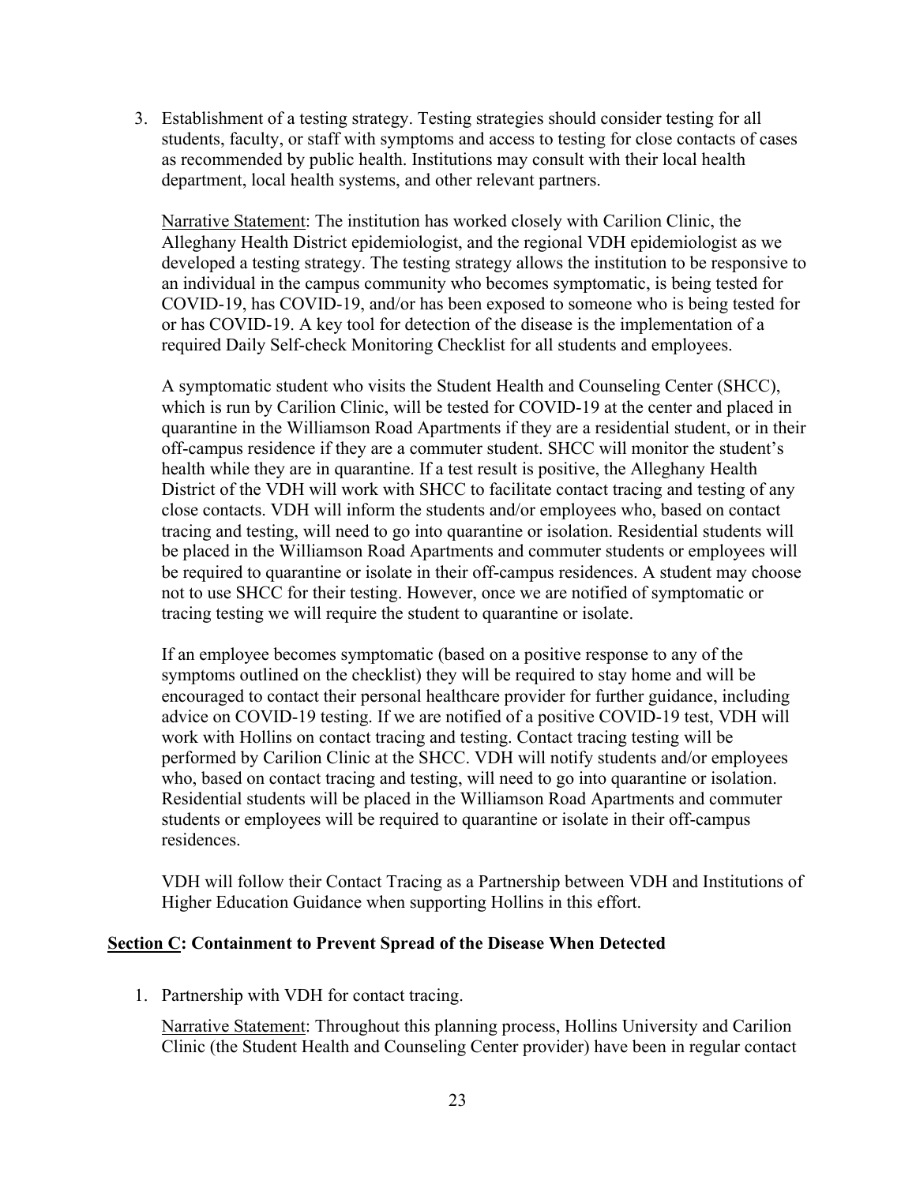3. Establishment of a testing strategy. Testing strategies should consider testing for all students, faculty, or staff with symptoms and access to testing for close contacts of cases as recommended by public health. Institutions may consult with their local health department, local health systems, and other relevant partners.

   Narrative Statement: The institution has worked closely with Carilion Clinic, the Alleghany Health District epidemiologist, and the regional VDH epidemiologist as we developed a testing strategy. The testing strategy allows the institution to be responsive to an individual in the campus community who becomes symptomatic, is being tested for COVID-19, has COVID-19, and/or has been exposed to someone who is being tested for or has COVID-19. A key tool for detection of the disease is the implementation of a required Daily Self-check Monitoring Checklist for all students and employees.

   A symptomatic student who visits the Student Health and Counseling Center (SHCC), which is run by Carilion Clinic, will be tested for COVID-19 at the center and placed in quarantine in the Williamson Road Apartments if they are a residential student, or in their off-campus residence if they are a commuter student. SHCC will monitor the student's health while they are in quarantine. If a test result is positive, the Alleghany Health District of the VDH will work with SHCC to facilitate contact tracing and testing of any close contacts. VDH will inform the students and/or employees who, based on contact tracing and testing, will need to go into quarantine or isolation. Residential students will be placed in the Williamson Road Apartments and commuter students or employees will be required to quarantine or isolate in their off-campus residences. A student may choose not to use SHCC for their testing. However, once we are notified of symptomatic or tracing testing we will require the student to quarantine or isolate.

   If an employee becomes symptomatic (based on a positive response to any of the symptoms outlined on the checklist) they will be required to stay home and will be encouraged to contact their personal healthcare provider for further guidance, including advice on COVID-19 testing. If we are notified of a positive COVID-19 test, VDH will work with Hollins on contact tracing and testing. Contact tracing testing will be performed by Carilion Clinic at the SHCC. VDH will notify students and/or employees who, based on contact tracing and testing, will need to go into quarantine or isolation. Residential students will be placed in the Williamson Road Apartments and commuter students or employees will be required to quarantine or isolate in their off-campus residences.

   VDH will follow their Contact Tracing as a Partnership between VDH and Institutions of Higher Education Guidance when supporting Hollins in this effort.

## Section C: Containment to Prevent Spread of the Disease When Detected

1. Partnership with VDH for contact tracing.

   Narrative Statement: Throughout this planning process, Hollins University and Carilion Clinic (the Student Health and Counseling Center provider) have been in regular contact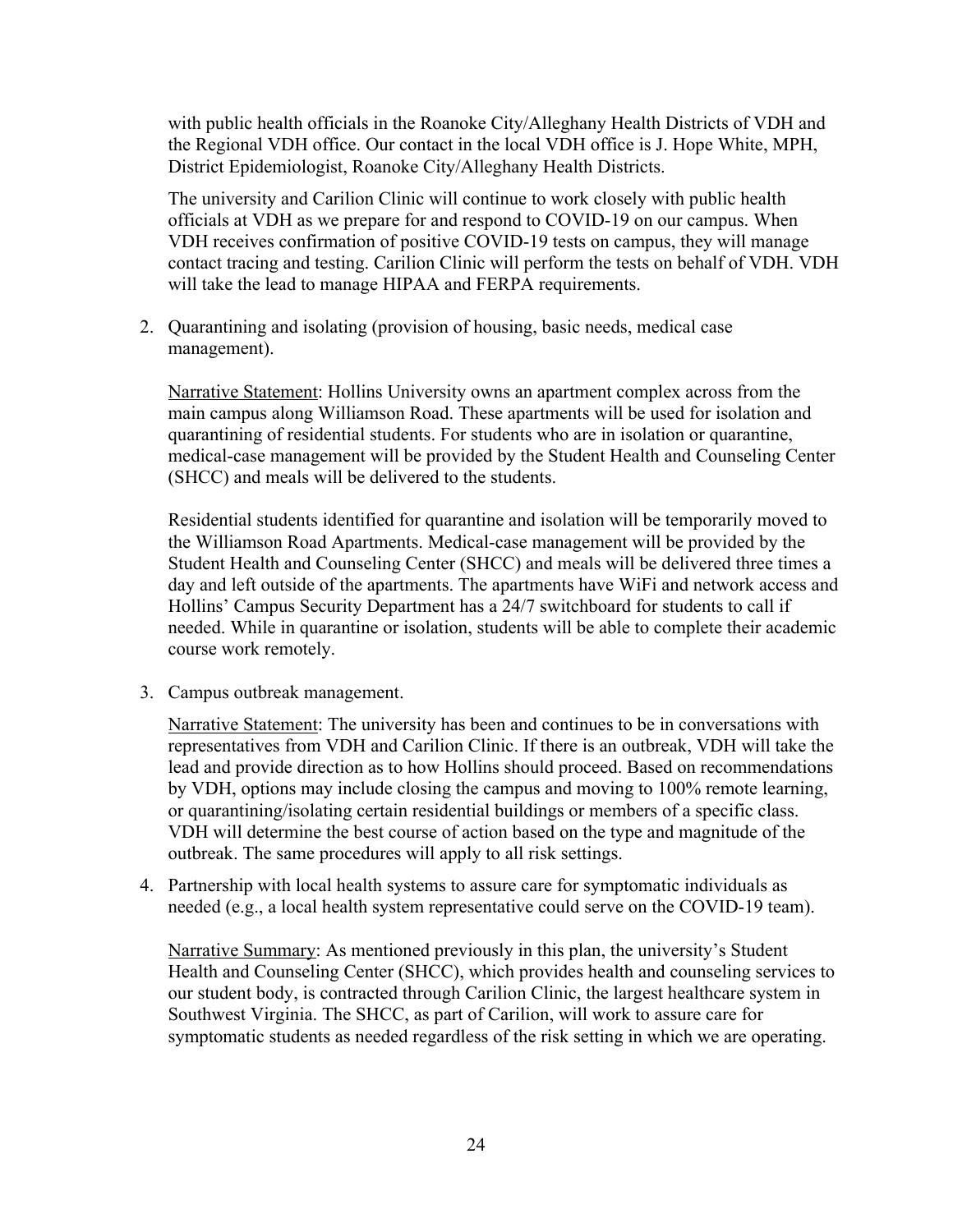with public health officials in the Roanoke City/Alleghany Health Districts of VDH and the Regional VDH office. Our contact in the local VDH office is J. Hope White, MPH, District Epidemiologist, Roanoke City/Alleghany Health Districts.

The university and Carilion Clinic will continue to work closely with public health officials at VDH as we prepare for and respond to COVID-19 on our campus. When VDH receives confirmation of positive COVID-19 tests on campus, they will manage contact tracing and testing. Carilion Clinic will perform the tests on behalf of VDH. VDH will take the lead to manage HIPAA and FERPA requirements.

2. Quarantining and isolating (provision of housing, basic needs, medical case management).

   <u>Narrative Statement</u>: Hollins University owns an apartment complex across from the main campus along Williamson Road. These apartments will be used for isolation and quarantining of residential students. For students who are in isolation or quarantine, medical-case management will be provided by the Student Health and Counseling Center (SHCC) and meals will be delivered to the students.

   Residential students identified for quarantine and isolation will be temporarily moved to the Williamson Road Apartments. Medical-case management will be provided by the Student Health and Counseling Center (SHCC) and meals will be delivered three times a day and left outside of the apartments. The apartments have WiFi and network access and Hollins' Campus Security Department has a 24/7 switchboard for students to call if needed. While in quarantine or isolation, students will be able to complete their academic course work remotely.

3. Campus outbreak management.

   <u>Narrative Statement</u>: The university has been and continues to be in conversations with representatives from VDH and Carilion Clinic. If there is an outbreak, VDH will take the lead and provide direction as to how Hollins should proceed. Based on recommendations by VDH, options may include closing the campus and moving to 100% remote learning, or quarantining/isolating certain residential buildings or members of a specific class. VDH will determine the best course of action based on the type and magnitude of the outbreak. The same procedures will apply to all risk settings.

4. Partnership with local health systems to assure care for symptomatic individuals as needed (e.g., a local health system representative could serve on the COVID-19 team).

   <u>Narrative Summary</u>: As mentioned previously in this plan, the university's Student Health and Counseling Center (SHCC), which provides health and counseling services to our student body, is contracted through Carilion Clinic, the largest healthcare system in Southwest Virginia. The SHCC, as part of Carilion, will work to assure care for symptomatic students as needed regardless of the risk setting in which we are operating.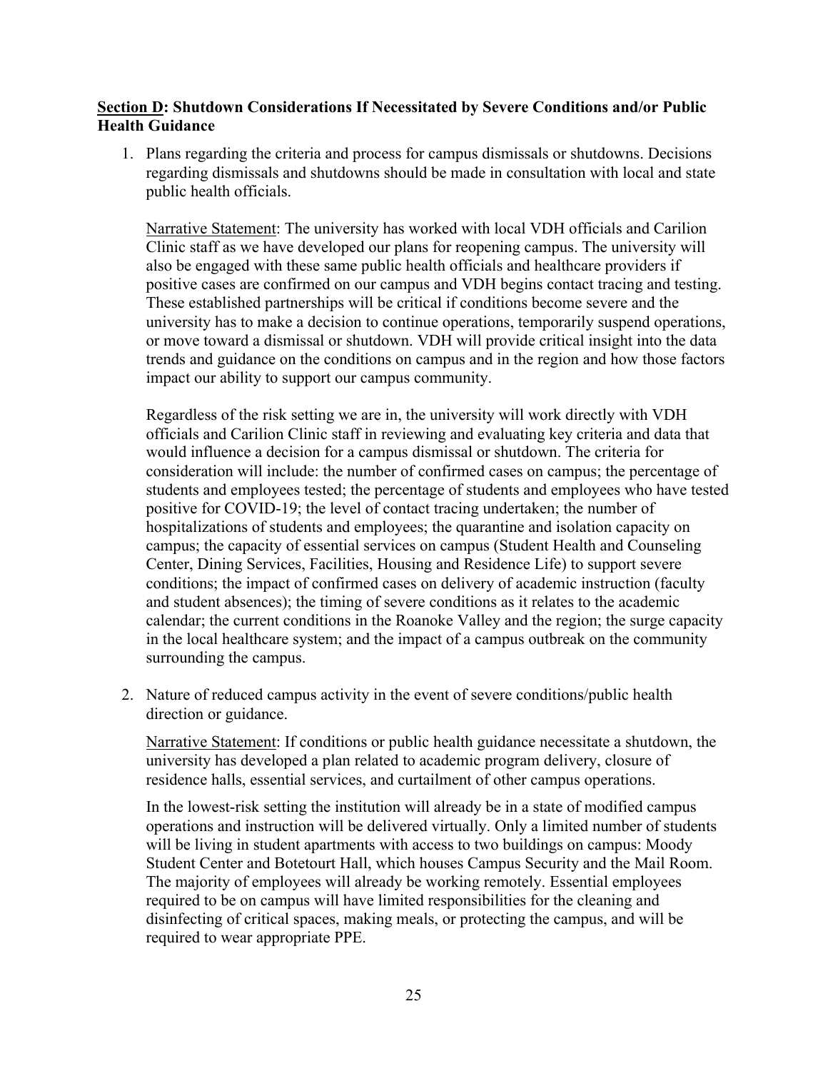**<u>Section D</u>: Shutdown Considerations If Necessitated by Severe Conditions and/or Public Health Guidance**

1. Plans regarding the criteria and process for campus dismissals or shutdowns. Decisions regarding dismissals and shutdowns should be made in consultation with local and state public health officials.

   <u>Narrative Statement</u>: The university has worked with local VDH officials and Carilion Clinic staff as we have developed our plans for reopening campus. The university will also be engaged with these same public health officials and healthcare providers if positive cases are confirmed on our campus and VDH begins contact tracing and testing. These established partnerships will be critical if conditions become severe and the university has to make a decision to continue operations, temporarily suspend operations, or move toward a dismissal or shutdown. VDH will provide critical insight into the data trends and guidance on the conditions on campus and in the region and how those factors impact our ability to support our campus community.

   Regardless of the risk setting we are in, the university will work directly with VDH officials and Carilion Clinic staff in reviewing and evaluating key criteria and data that would influence a decision for a campus dismissal or shutdown. The criteria for consideration will include: the number of confirmed cases on campus; the percentage of students and employees tested; the percentage of students and employees who have tested positive for COVID-19; the level of contact tracing undertaken; the number of hospitalizations of students and employees; the quarantine and isolation capacity on campus; the capacity of essential services on campus (Student Health and Counseling Center, Dining Services, Facilities, Housing and Residence Life) to support severe conditions; the impact of confirmed cases on delivery of academic instruction (faculty and student absences); the timing of severe conditions as it relates to the academic calendar; the current conditions in the Roanoke Valley and the region; the surge capacity in the local healthcare system; and the impact of a campus outbreak on the community surrounding the campus.

2. Nature of reduced campus activity in the event of severe conditions/public health direction or guidance.

   <u>Narrative Statement</u>: If conditions or public health guidance necessitate a shutdown, the university has developed a plan related to academic program delivery, closure of residence halls, essential services, and curtailment of other campus operations.

   In the lowest-risk setting the institution will already be in a state of modified campus operations and instruction will be delivered virtually. Only a limited number of students will be living in student apartments with access to two buildings on campus: Moody Student Center and Botetourt Hall, which houses Campus Security and the Mail Room. The majority of employees will already be working remotely. Essential employees required to be on campus will have limited responsibilities for the cleaning and disinfecting of critical spaces, making meals, or protecting the campus, and will be required to wear appropriate PPE.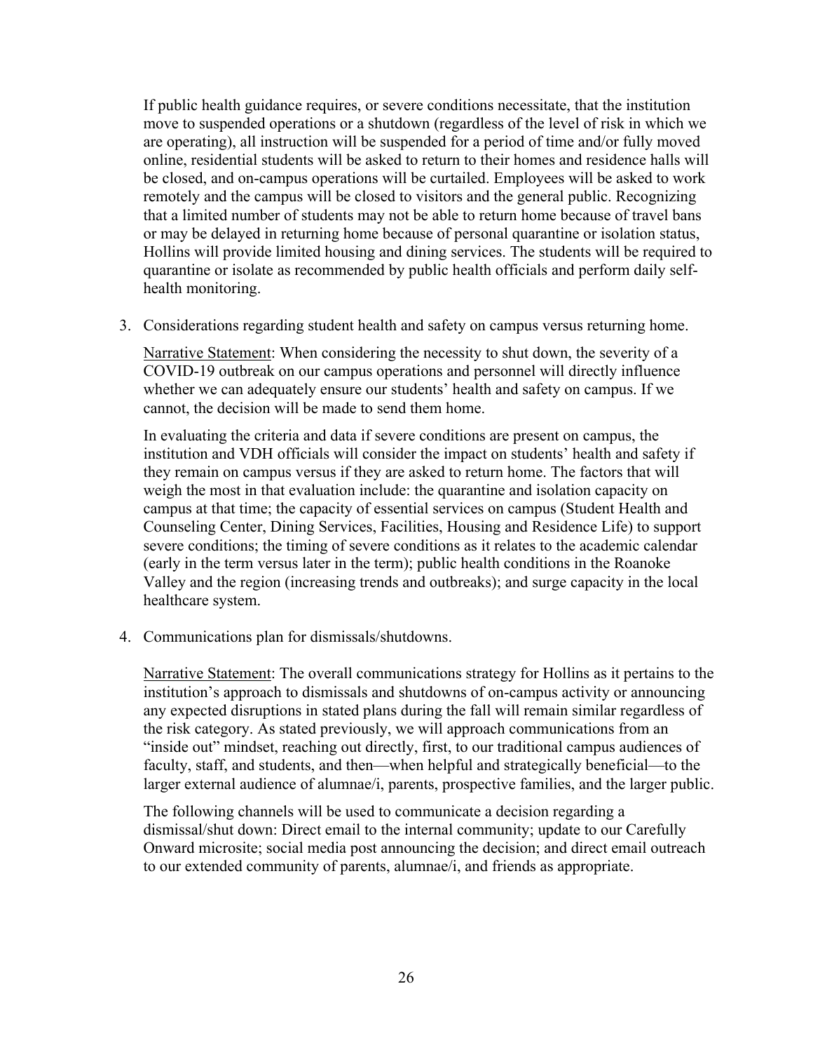If public health guidance requires, or severe conditions necessitate, that the institution move to suspended operations or a shutdown (regardless of the level of risk in which we are operating), all instruction will be suspended for a period of time and/or fully moved online, residential students will be asked to return to their homes and residence halls will be closed, and on-campus operations will be curtailed. Employees will be asked to work remotely and the campus will be closed to visitors and the general public. Recognizing that a limited number of students may not be able to return home because of travel bans or may be delayed in returning home because of personal quarantine or isolation status, Hollins will provide limited housing and dining services. The students will be required to quarantine or isolate as recommended by public health officials and perform daily self-health monitoring.

3. Considerations regarding student health and safety on campus versus returning home.

   <u>Narrative Statement</u>: When considering the necessity to shut down, the severity of a COVID-19 outbreak on our campus operations and personnel will directly influence whether we can adequately ensure our students' health and safety on campus. If we cannot, the decision will be made to send them home.

   In evaluating the criteria and data if severe conditions are present on campus, the institution and VDH officials will consider the impact on students' health and safety if they remain on campus versus if they are asked to return home. The factors that will weigh the most in that evaluation include: the quarantine and isolation capacity on campus at that time; the capacity of essential services on campus (Student Health and Counseling Center, Dining Services, Facilities, Housing and Residence Life) to support severe conditions; the timing of severe conditions as it relates to the academic calendar (early in the term versus later in the term); public health conditions in the Roanoke Valley and the region (increasing trends and outbreaks); and surge capacity in the local healthcare system.

4. Communications plan for dismissals/shutdowns.

   <u>Narrative Statement</u>: The overall communications strategy for Hollins as it pertains to the institution's approach to dismissals and shutdowns of on-campus activity or announcing any expected disruptions in stated plans during the fall will remain similar regardless of the risk category. As stated previously, we will approach communications from an "inside out" mindset, reaching out directly, first, to our traditional campus audiences of faculty, staff, and students, and then—when helpful and strategically beneficial—to the larger external audience of alumnae/i, parents, prospective families, and the larger public.

   The following channels will be used to communicate a decision regarding a dismissal/shut down: Direct email to the internal community; update to our Carefully Onward microsite; social media post announcing the decision; and direct email outreach to our extended community of parents, alumnae/i, and friends as appropriate.